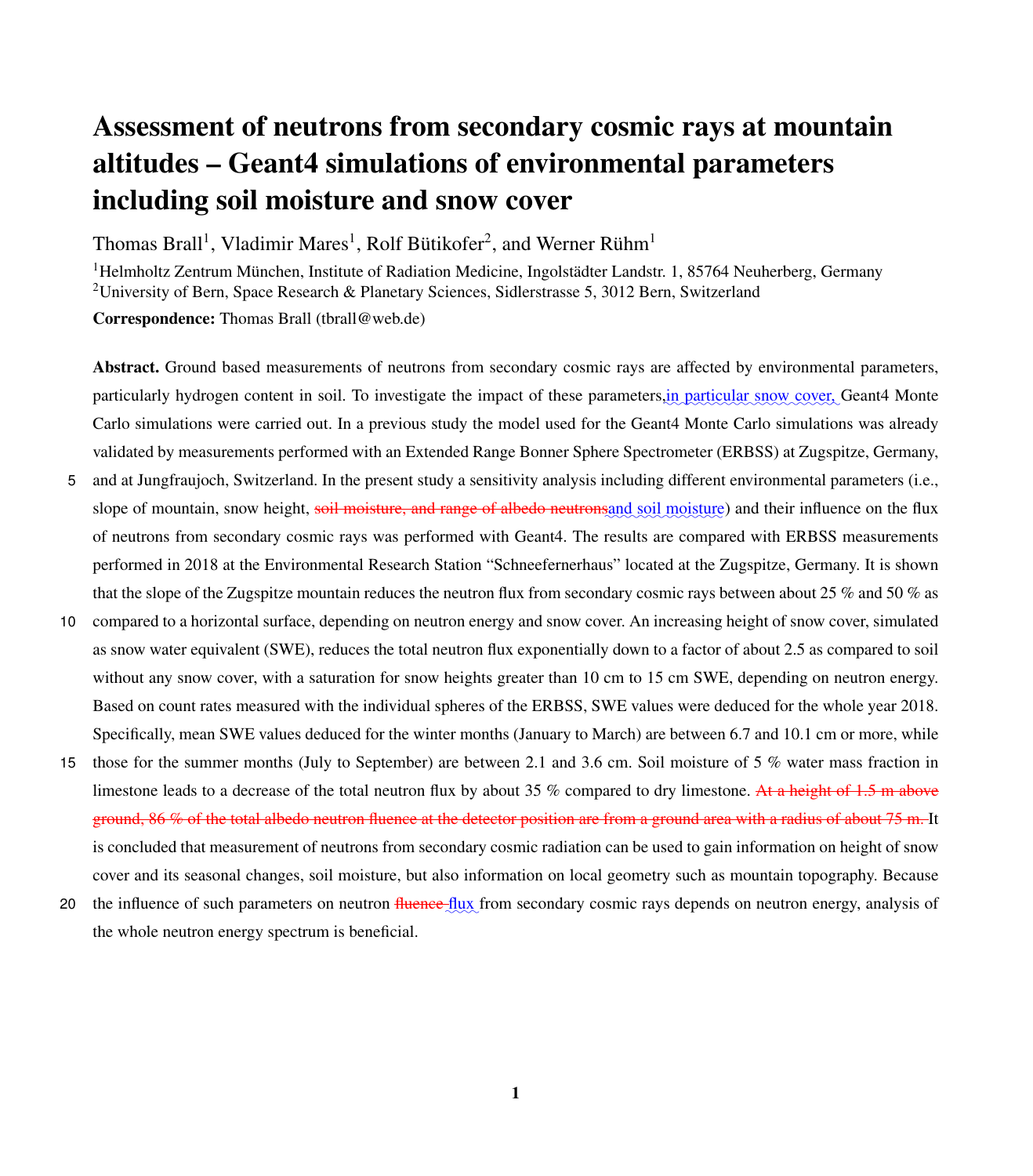# Assessment of neutrons from secondary cosmic rays at mountain altitudes – Geant4 simulations of environmental parameters including soil moisture and snow cover

Thomas Brall[1], Vladimir Mares[1], Rolf Bütikofer[2], and Werner Rühm[1]

[1]Helmholtz Zentrum München, Institute of Radiation Medicine, Ingolstädter Landstr. 1, 85764 Neuherberg, Germany
[2]University of Bern, Space Research & Planetary Sciences, Sidlerstrasse 5, 3012 Bern, Switzerland

**Correspondence:** Thomas Brall (tbrall@web.de)

**Abstract.** Ground based measurements of neutrons from secondary cosmic rays are affected by environmental parameters, particularly hydrogen content in soil. To investigate the impact of these parameters, in particular snow cover, Geant4 Monte Carlo simulations were carried out. In a previous study the model used for the Geant4 Monte Carlo simulations was already validated by measurements performed with an Extended Range Bonner Sphere Spectrometer (ERBSS) at Zugspitze, Germany, and at Jungfraujoch, Switzerland. In the present study a sensitivity analysis including different environmental parameters (i.e., slope of mountain, snow height, ~~soil moisture, and range of albedo neutrons~~and soil moisture) and their influence on the flux of neutrons from secondary cosmic rays was performed with Geant4. The results are compared with ERBSS measurements performed in 2018 at the Environmental Research Station "Schneefernerhaus" located at the Zugspitze, Germany. It is shown that the slope of the Zugspitze mountain reduces the neutron flux from secondary cosmic rays between about 25 % and 50 % as compared to a horizontal surface, depending on neutron energy and snow cover. An increasing height of snow cover, simulated as snow water equivalent (SWE), reduces the total neutron flux exponentially down to a factor of about 2.5 as compared to soil without any snow cover, with a saturation for snow heights greater than 10 cm to 15 cm SWE, depending on neutron energy. Based on count rates measured with the individual spheres of the ERBSS, SWE values were deduced for the whole year 2018. Specifically, mean SWE values deduced for the winter months (January to March) are between 6.7 and 10.1 cm or more, while those for the summer months (July to September) are between 2.1 and 3.6 cm. Soil moisture of 5 % water mass fraction in limestone leads to a decrease of the total neutron flux by about 35 % compared to dry limestone. ~~At a height of 1.5 m above ground, 86 % of the total albedo neutron fluence at the detector position are from a ground area with a radius of about 75 m.~~ It is concluded that measurement of neutrons from secondary cosmic radiation can be used to gain information on height of snow cover and its seasonal changes, soil moisture, but also information on local geometry such as mountain topography. Because the influence of such parameters on neutron ~~fluence~~ flux from secondary cosmic rays depends on neutron energy, analysis of the whole neutron energy spectrum is beneficial.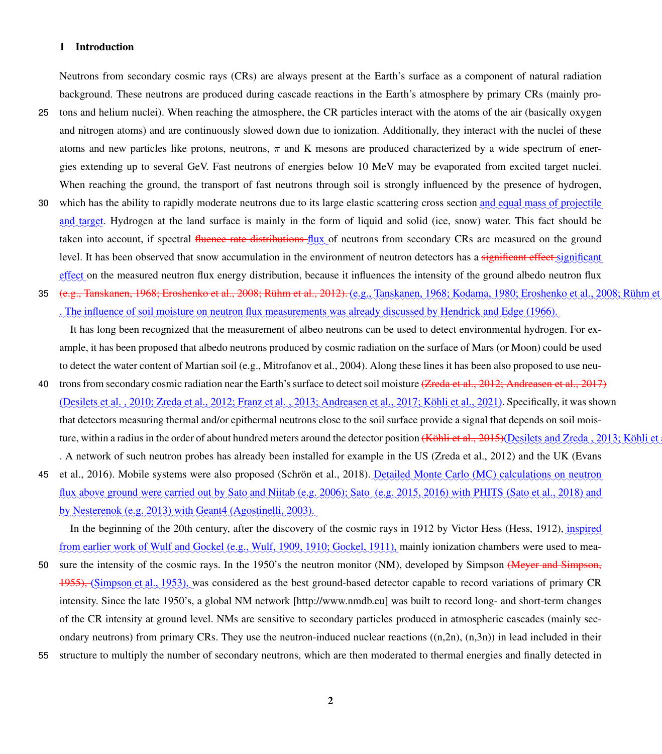## 1 Introduction

Neutrons from secondary cosmic rays (CRs) are always present at the Earth's surface as a component of natural radiation background. These neutrons are produced during cascade reactions in the Earth's atmosphere by primary CRs (mainly protons and helium nuclei). When reaching the atmosphere, the CR particles interact with the atoms of the air (basically oxygen and nitrogen atoms) and are continuously slowed down due to ionization. Additionally, they interact with the nuclei of these atoms and new particles like protons, neutrons, $\pi$ and K mesons are produced characterized by a wide spectrum of energies extending up to several GeV. Fast neutrons of energies below 10 MeV may be evaporated from excited target nuclei. When reaching the ground, the transport of fast neutrons through soil is strongly influenced by the presence of hydrogen, which has the ability to rapidly moderate neutrons due to its large elastic scattering cross section and equal mass of projectile and target. Hydrogen at the land surface is mainly in the form of liquid and solid (ice, snow) water. This fact should be taken into account, if spectral ~~fluence rate distributions~~ flux of neutrons from secondary CRs are measured on the ground level. It has been observed that snow accumulation in the environment of neutron detectors has a ~~significant effect~~ significant effect on the measured neutron flux energy distribution, because it influences the intensity of the ground albedo neutron flux ~~(e.g., Tanskanen, 1968; Eroshenko et al., 2008; Rühm et al., 2012).~~ (e.g., Tanskanen, 1968; Kodama, 1980; Eroshenko et al., 2008; Rühm et . The influence of soil moisture on neutron flux measurements was already discussed by Hendrick and Edge (1966).

It has long been recognized that the measurement of albeo neutrons can be used to detect environmental hydrogen. For example, it has been proposed that albedo neutrons produced by cosmic radiation on the surface of Mars (or Moon) could be used to detect the water content of Martian soil (e.g., Mitrofanov et al., 2004). Along these lines it has been also proposed to use neutrons from secondary cosmic radiation near the Earth's surface to detect soil moisture ~~(Zreda et al., 2012; Andreasen et al., 2017)~~ (Desilets et al. , 2010; Zreda et al., 2012; Franz et al. , 2013; Andreasen et al., 2017; Köhli et al., 2021). Specifically, it was shown that detectors measuring thermal and/or epithermal neutrons close to the soil surface provide a signal that depends on soil moisture, within a radius in the order of about hundred meters around the detector position ~~(Köhli et al., 2015)~~(Desilets and Zreda , 2013; Köhli et . A network of such neutron probes has already been installed for example in the US (Zreda et al., 2012) and the UK (Evans et al., 2016). Mobile systems were also proposed (Schrön et al., 2018). Detailed Monte Carlo (MC) calculations on neutron flux above ground were carried out by Sato and Niitab (e.g. 2006); Sato (e.g. 2015, 2016) with PHITS (Sato et al., 2018) and by Nesterenok (e.g. 2013) with Geant4 (Agostinelli, 2003).

In the beginning of the 20th century, after the discovery of the cosmic rays in 1912 by Victor Hess (Hess, 1912), inspired from earlier work of Wulf and Gockel (e.g., Wulf, 1909, 1910; Gockel, 1911), mainly ionization chambers were used to measure the intensity of the cosmic rays. In the 1950's the neutron monitor (NM), developed by Simpson ~~(Meyer and Simpson, 1955),~~ (Simpson et al., 1953), was considered as the best ground-based detector capable to record variations of primary CR intensity. Since the late 1950's, a global NM network [http://www.nmdb.eu] was built to record long- and short-term changes of the CR intensity at ground level. NMs are sensitive to secondary particles produced in atmospheric cascades (mainly secondary neutrons) from primary CRs. They use the neutron-induced nuclear reactions ((n,2n), (n,3n)) in lead included in their structure to multiply the number of secondary neutrons, which are then moderated to thermal energies and finally detected in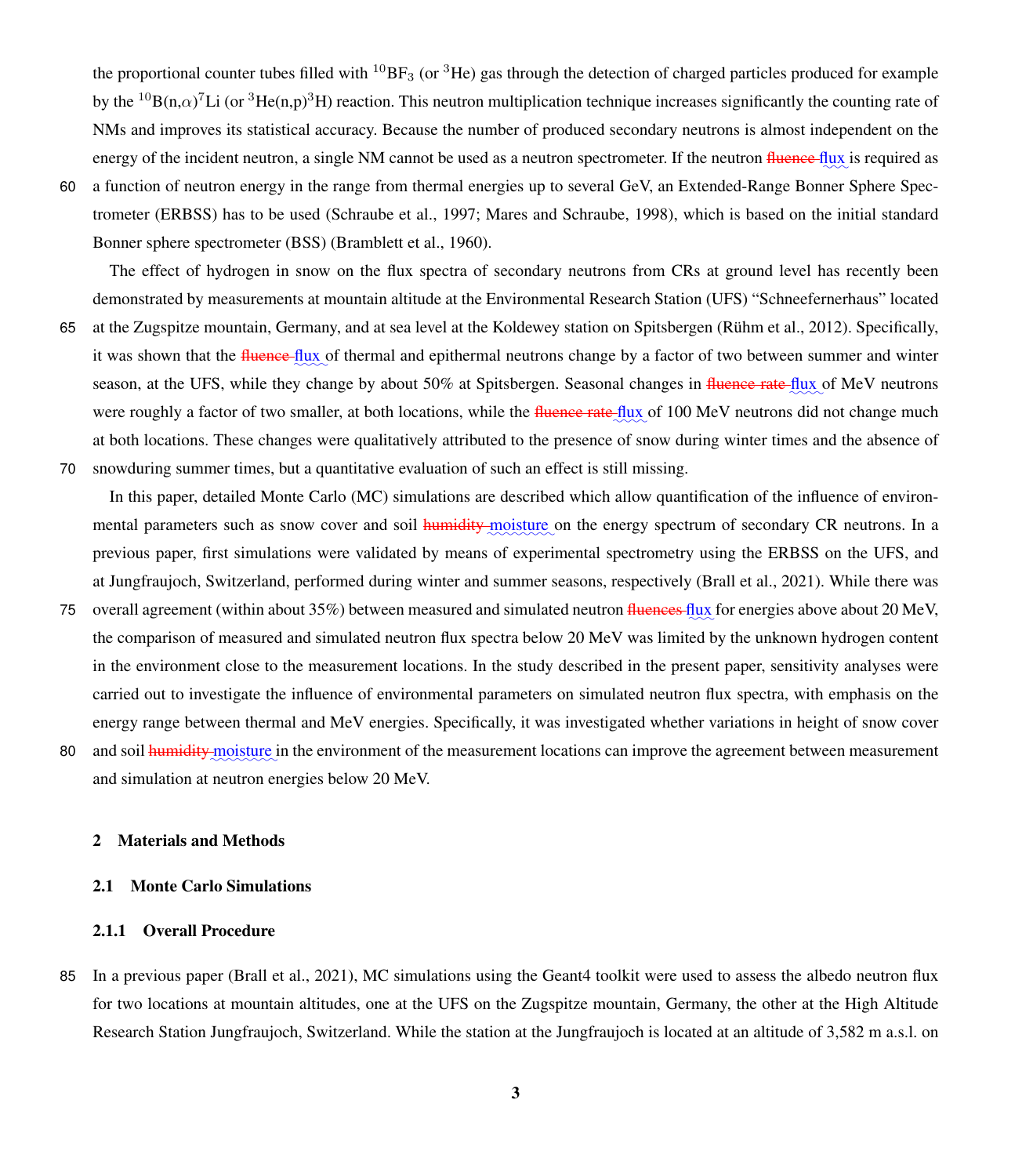the proportional counter tubes filled with $^{10}BF_3$ (or $^3He$) gas through the detection of charged particles produced for example by the $^{10}B(n,\alpha)^7Li$ (or $^3He(n,p)^3H$) reaction. This neutron multiplication technique increases significantly the counting rate of NMs and improves its statistical accuracy. Because the number of produced secondary neutrons is almost independent on the energy of the incident neutron, a single NM cannot be used as a neutron spectrometer. If the neutron ~~fluence~~ flux is required as a function of neutron energy in the range from thermal energies up to several GeV, an Extended-Range Bonner Sphere Spectrometer (ERBSS) has to be used (Schraube et al., 1997; Mares and Schraube, 1998), which is based on the initial standard Bonner sphere spectrometer (BSS) (Bramblett et al., 1960).

The effect of hydrogen in snow on the flux spectra of secondary neutrons from CRs at ground level has recently been demonstrated by measurements at mountain altitude at the Environmental Research Station (UFS) "Schneefernerhaus" located at the Zugspitze mountain, Germany, and at sea level at the Koldewey station on Spitsbergen (Rühm et al., 2012). Specifically, it was shown that the ~~fluence~~ flux of thermal and epithermal neutrons change by a factor of two between summer and winter season, at the UFS, while they change by about 50% at Spitsbergen. Seasonal changes in ~~fluence rate~~ flux of MeV neutrons were roughly a factor of two smaller, at both locations, while the ~~fluence rate~~ flux of 100 MeV neutrons did not change much at both locations. These changes were qualitatively attributed to the presence of snow during winter times and the absence of snowduring summer times, but a quantitative evaluation of such an effect is still missing.

In this paper, detailed Monte Carlo (MC) simulations are described which allow quantification of the influence of environmental parameters such as snow cover and soil ~~humidity~~ moisture on the energy spectrum of secondary CR neutrons. In a previous paper, first simulations were validated by means of experimental spectrometry using the ERBSS on the UFS, and at Jungfraujoch, Switzerland, performed during winter and summer seasons, respectively (Brall et al., 2021). While there was overall agreement (within about 35%) between measured and simulated neutron ~~fluences~~ flux for energies above about 20 MeV, the comparison of measured and simulated neutron flux spectra below 20 MeV was limited by the unknown hydrogen content in the environment close to the measurement locations. In the study described in the present paper, sensitivity analyses were carried out to investigate the influence of environmental parameters on simulated neutron flux spectra, with emphasis on the energy range between thermal and MeV energies. Specifically, it was investigated whether variations in height of snow cover and soil ~~humidity~~ moisture in the environment of the measurement locations can improve the agreement between measurement and simulation at neutron energies below 20 MeV.

## 2 Materials and Methods

### 2.1 Monte Carlo Simulations

#### 2.1.1 Overall Procedure

In a previous paper (Brall et al., 2021), MC simulations using the Geant4 toolkit were used to assess the albedo neutron flux for two locations at mountain altitudes, one at the UFS on the Zugspitze mountain, Germany, the other at the High Altitude Research Station Jungfraujoch, Switzerland. While the station at the Jungfraujoch is located at an altitude of 3,582 m a.s.l. on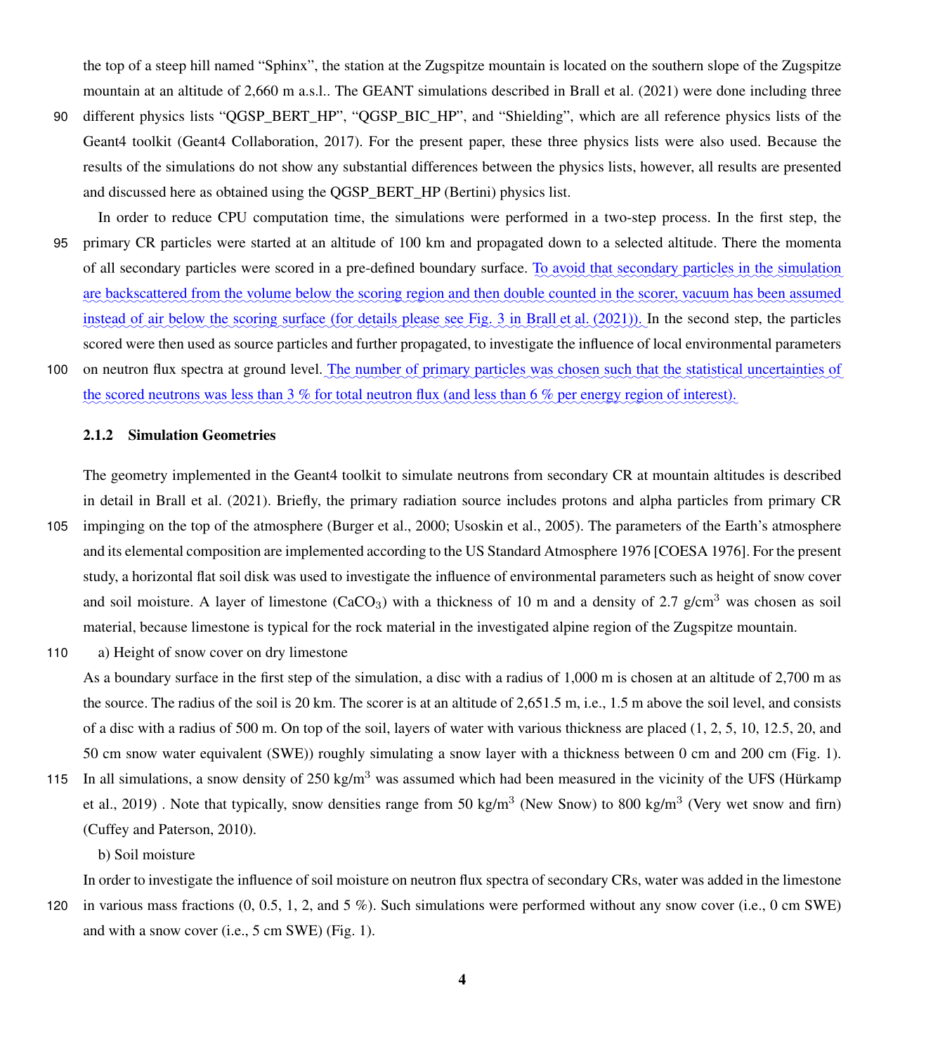the top of a steep hill named “Sphinx”, the station at the Zugspitze mountain is located on the southern slope of the Zugspitze mountain at an altitude of 2,660 m a.s.l.. The GEANT simulations described in Brall et al. (2021) were done including three different physics lists “QGSP_BERT_HP”, “QGSP_BIC_HP”, and “Shielding”, which are all reference physics lists of the Geant4 toolkit (Geant4 Collaboration, 2017). For the present paper, these three physics lists were also used. Because the results of the simulations do not show any substantial differences between the physics lists, however, all results are presented and discussed here as obtained using the QGSP_BERT_HP (Bertini) physics list.

In order to reduce CPU computation time, the simulations were performed in a two-step process. In the first step, the primary CR particles were started at an altitude of 100 km and propagated down to a selected altitude. There the momenta of all secondary particles were scored in a pre-defined boundary surface. To avoid that secondary particles in the simulation are backscattered from the volume below the scoring region and then double counted in the scorer, vacuum has been assumed instead of air below the scoring surface (for details please see Fig. 3 in Brall et al. (2021)). In the second step, the particles scored were then used as source particles and further propagated, to investigate the influence of local environmental parameters on neutron flux spectra at ground level. The number of primary particles was chosen such that the statistical uncertainties of the scored neutrons was less than 3 % for total neutron flux (and less than 6 % per energy region of interest).

### 2.1.2 Simulation Geometries

The geometry implemented in the Geant4 toolkit to simulate neutrons from secondary CR at mountain altitudes is described in detail in Brall et al. (2021). Briefly, the primary radiation source includes protons and alpha particles from primary CR impinging on the top of the atmosphere (Burger et al., 2000; Usoskin et al., 2005). The parameters of the Earth’s atmosphere and its elemental composition are implemented according to the US Standard Atmosphere 1976 [COESA 1976]. For the present study, a horizontal flat soil disk was used to investigate the influence of environmental parameters such as height of snow cover and soil moisture. A layer of limestone ($CaCO_3$) with a thickness of 10 m and a density of 2.7 g/cm$^3$ was chosen as soil material, because limestone is typical for the rock material in the investigated alpine region of the Zugspitze mountain.

a) Height of snow cover on dry limestone

As a boundary surface in the first step of the simulation, a disc with a radius of 1,000 m is chosen at an altitude of 2,700 m as the source. The radius of the soil is 20 km. The scorer is at an altitude of 2,651.5 m, i.e., 1.5 m above the soil level, and consists of a disc with a radius of 500 m. On top of the soil, layers of water with various thickness are placed (1, 2, 5, 10, 12.5, 20, and 50 cm snow water equivalent (SWE)) roughly simulating a snow layer with a thickness between 0 cm and 200 cm (Fig. 1). In all simulations, a snow density of 250 kg/m$^3$ was assumed which had been measured in the vicinity of the UFS (Hürkamp et al., 2019) . Note that typically, snow densities range from 50 kg/m$^3$ (New Snow) to 800 kg/m$^3$ (Very wet snow and firn) (Cuffey and Paterson, 2010).

b) Soil moisture

In order to investigate the influence of soil moisture on neutron flux spectra of secondary CRs, water was added in the limestone in various mass fractions (0, 0.5, 1, 2, and 5 %). Such simulations were performed without any snow cover (i.e., 0 cm SWE) and with a snow cover (i.e., 5 cm SWE) (Fig. 1).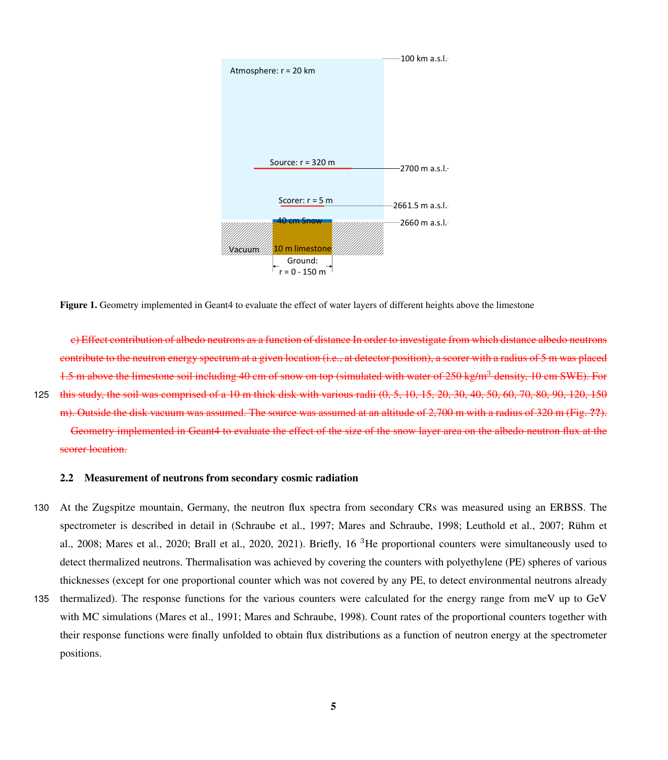Atmosphere: r = 20 km

100 km a.s.l.

Source: r = 320 m

2700 m a.s.l.

Scorer: r = 5 m

2661.5 m a.s.l.

40 cm Snow

2660 m a.s.l.

Vacuum

10 m limestone

Ground:
r = 0 - 150 m

**Figure 1.** Geometry implemented in Geant4 to evaluate the effect of water layers of different heights above the limestone

~~c) Effect contribution of albedo neutrons as a function of distance In order to investigate from which distance albedo neutrons contribute to the neutron energy spectrum at a given location (i.e., at detector position), a scorer with a radius of 5 m was placed 1.5 m above the limestone soil including 40 cm of snow on top (simulated with water of 250 kg/m$^3$ density, 10 cm SWE). For this study, the soil was comprised of a 10 m thick disk with various radii (0, 5, 10, 15, 20, 30, 40, 50, 60, 70, 80, 90, 120, 150 m). Outside the disk vacuum was assumed. The source was assumed at an altitude of 2,700 m with a radius of 320 m (Fig. **??**).~~

~~Geometry implemented in Geant4 to evaluate the effect of the size of the snow layer area on the albedo neutron flux at the scorer location.~~

### 2.2 Measurement of neutrons from secondary cosmic radiation

At the Zugspitze mountain, Germany, the neutron flux spectra from secondary CRs was measured using an ERBSS. The spectrometer is described in detail in (Schraube et al., 1997; Mares and Schraube, 1998; Leuthold et al., 2007; Rühm et al., 2008; Mares et al., 2020; Brall et al., 2020, 2021). Briefly, 16 $^3$He proportional counters were simultaneously used to detect thermalized neutrons. Thermalisation was achieved by covering the counters with polyethylene (PE) spheres of various thicknesses (except for one proportional counter which was not covered by any PE, to detect environmental neutrons already thermalized). The response functions for the various counters were calculated for the energy range from meV up to GeV with MC simulations (Mares et al., 1991; Mares and Schraube, 1998). Count rates of the proportional counters together with their response functions were finally unfolded to obtain flux distributions as a function of neutron energy at the spectrometer positions.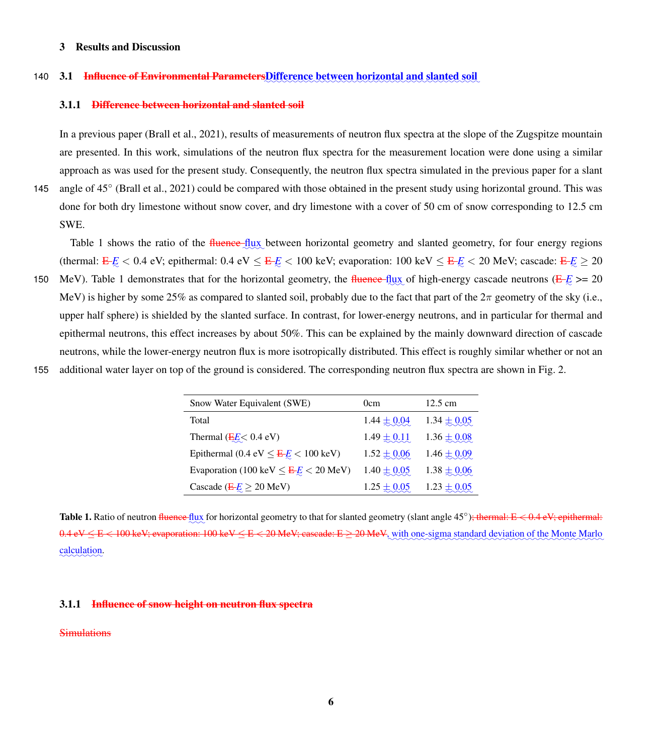# 3 Results and Discussion

## 3.1 ~~Influence of Environmental Parameters~~Difference between horizontal and slanted soil

### 3.1.1 ~~Difference between horizontal and slanted soil~~

In a previous paper (Brall et al., 2021), results of measurements of neutron flux spectra at the slope of the Zugspitze mountain are presented. In this work, simulations of the neutron flux spectra for the measurement location were done using a similar approach as was used for the present study. Consequently, the neutron flux spectra simulated in the previous paper for a slant angle of 45° (Brall et al., 2021) could be compared with those obtained in the present study using horizontal ground. This was done for both dry limestone without snow cover, and dry limestone with a cover of 50 cm of snow corresponding to 12.5 cm SWE.

Table 1 shows the ratio of the ~~fluence~~ flux between horizontal geometry and slanted geometry, for four energy regions (thermal: ~~E~~ $E < 0.4$ eV; epithermal: 0.4 eV $\leq$ ~~E~~ $E <$ 100 keV; evaporation: 100 keV $\leq$ ~~E~~ $E <$ 20 MeV; cascade: ~~E~~ $E \geq$ 20 MeV). Table 1 demonstrates that for the horizontal geometry, the ~~fluence~~ flux of high-energy cascade neutrons (~~E~~ $E$ >= 20 MeV) is higher by some 25% as compared to slanted soil, probably due to the fact that part of the $2\pi$ geometry of the sky (i.e., upper half sphere) is shielded by the slanted surface. In contrast, for lower-energy neutrons, and in particular for thermal and epithermal neutrons, this effect increases by about 50%. This can be explained by the mainly downward direction of cascade neutrons, while the lower-energy neutron flux is more isotropically distributed. This effect is roughly similar whether or not an additional water layer on top of the ground is considered. The corresponding neutron flux spectra are shown in Fig. 2.

| Snow Water Equivalent (SWE) | 0cm | 12.5 cm |
|---|---|---|
| Total | 1.44 ± 0.04 | 1.34 ± 0.05 |
| Thermal (~~E~~$E$< 0.4 eV) | 1.49 ± 0.11 | 1.36 ± 0.08 |
| Epithermal (0.4 eV $\leq$ ~~E~~ $E <$ 100 keV) | 1.52 ± 0.06 | 1.46 ± 0.09 |
| Evaporation (100 keV $\leq$ ~~E~~ $E <$ 20 MeV) | 1.40 ± 0.05 | 1.38 ± 0.06 |
| Cascade (~~E~~ $E \geq$ 20 MeV) | 1.25 ± 0.05 | 1.23 ± 0.05 |

**Table 1.** Ratio of neutron ~~fluence~~ flux for horizontal geometry to that for slanted geometry (slant angle 45°)~~; thermal: E < 0.4 eV; epithermal: 0.4 eV ≤ E < 100 keV; evaporation: 100 keV ≤ E < 20 MeV; cascade: E ≥ 20 MeV~~, with one-sigma standard deviation of the Monte Marlo calculation.

### 3.1.1 ~~Influence of snow height on neutron flux spectra~~

~~Simulations~~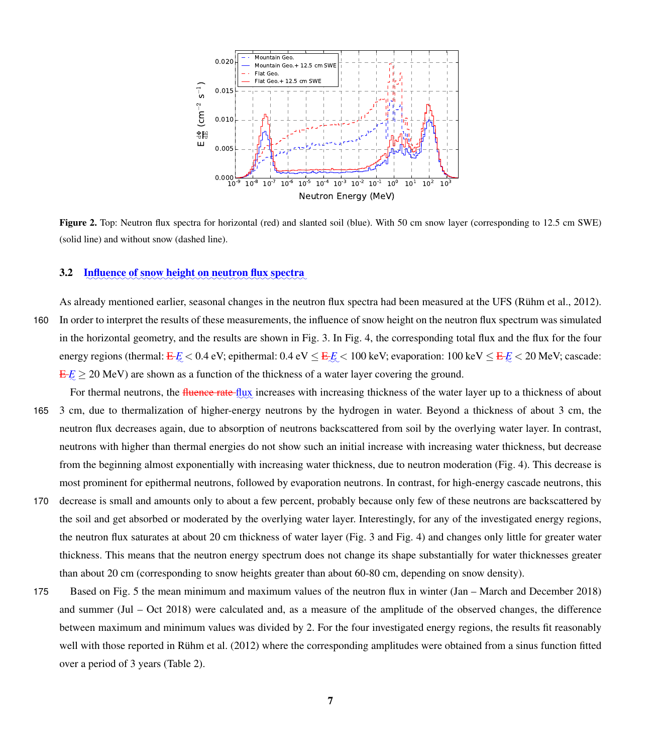Figure 2. Top: Neutron flux spectra for horizontal (red) and slanted soil (blue). With 50 cm snow layer (corresponding to 12.5 cm SWE) (solid line) and without snow (dashed line).

### 3.2 Influence of snow height on neutron flux spectra

As already mentioned earlier, seasonal changes in the neutron flux spectra had been measured at the UFS (Rühm et al., 2012). In order to interpret the results of these measurements, the influence of snow height on the neutron flux spectrum was simulated in the horizontal geometry, and the results are shown in Fig. 3. In Fig. 4, the corresponding total flux and the flux for the four energy regions (thermal: $E < 0.4$ eV; epithermal: 0.4 eV $\leq E < 100$ keV; evaporation: 100 keV $\leq E < 20$ MeV; cascade: $E \geq 20$ MeV) are shown as a function of the thickness of a water layer covering the ground.

For thermal neutrons, the flux increases with increasing thickness of the water layer up to a thickness of about 3 cm, due to thermalization of higher-energy neutrons by the hydrogen in water. Beyond a thickness of about 3 cm, the neutron flux decreases again, due to absorption of neutrons backscattered from soil by the overlying water layer. In contrast, neutrons with higher than thermal energies do not show such an initial increase with increasing water thickness, but decrease from the beginning almost exponentially with increasing water thickness, due to neutron moderation (Fig. 4). This decrease is most prominent for epithermal neutrons, followed by evaporation neutrons. In contrast, for high-energy cascade neutrons, this decrease is small and amounts only to about a few percent, probably because only few of these neutrons are backscattered by the soil and get absorbed or moderated by the overlying water layer. Interestingly, for any of the investigated energy regions, the neutron flux saturates at about 20 cm thickness of water layer (Fig. 3 and Fig. 4) and changes only little for greater water thickness. This means that the neutron energy spectrum does not change its shape substantially for water thicknesses greater than about 20 cm (corresponding to snow heights greater than about 60-80 cm, depending on snow density).

Based on Fig. 5 the mean minimum and maximum values of the neutron flux in winter (Jan – March and December 2018) and summer (Jul – Oct 2018) were calculated and, as a measure of the amplitude of the observed changes, the difference between maximum and minimum values was divided by 2. For the four investigated energy regions, the results fit reasonably well with those reported in Rühm et al. (2012) where the corresponding amplitudes were obtained from a sinus function fitted over a period of 3 years (Table 2).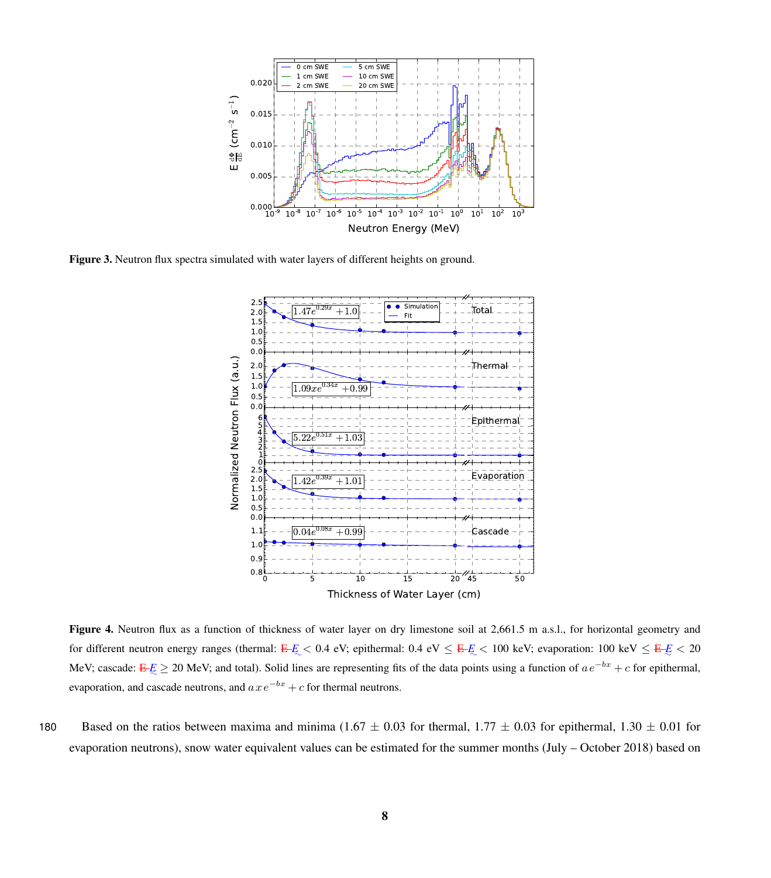**Figure 3.** Neutron flux spectra simulated with water layers of different heights on ground.

**Figure 4.** Neutron flux as a function of thickness of water layer on dry limestone soil at 2,661.5 m a.s.l., for horizontal geometry and for different neutron energy ranges (thermal: E $E$ < 0.4 eV; epithermal: 0.4 eV ≤ E $E$ < 100 keV; evaporation: 100 keV ≤ E $E$ < 20 MeV; cascade: E $E$ ≥ 20 MeV; and total). Solid lines are representing fits of the data points using a function of $a\,e^{-bx} + c$ for epithermal, evaporation, and cascade neutrons, and $a\,x\,e^{-bx} + c$ for thermal neutrons.

Based on the ratios between maxima and minima (1.67 ± 0.03 for thermal, 1.77 ± 0.03 for epithermal, 1.30 ± 0.01 for evaporation neutrons), snow water equivalent values can be estimated for the summer months (July – October 2018) based on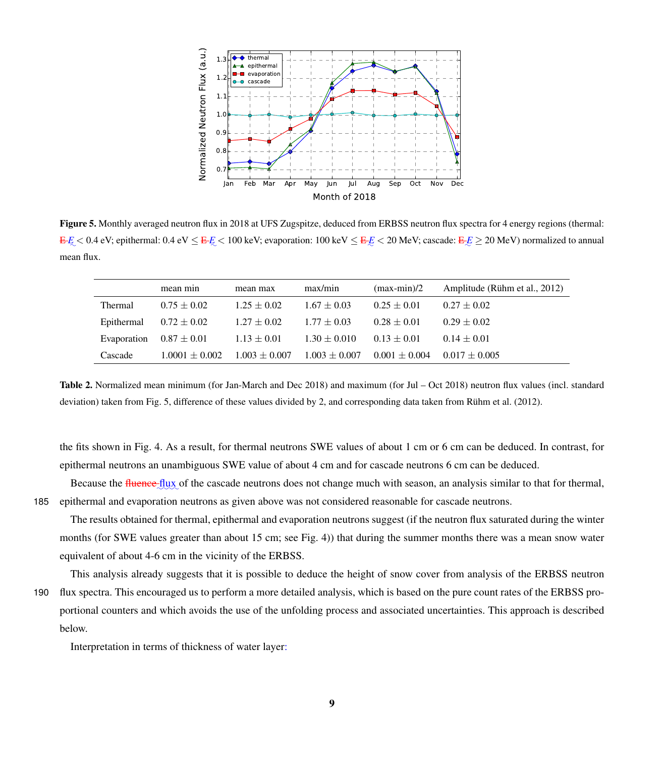Figure 5. Monthly averaged neutron flux in 2018 at UFS Zugspitze, deduced from ERBSS neutron flux spectra for 4 energy regions (thermal: E $E < 0.4$ eV; epithermal: $0.4$ eV $\leq$ E $E < 100$ keV; evaporation: $100$ keV $\leq$ E $E < 20$ MeV; cascade: E $E \geq 20$ MeV) normalized to annual mean flux.

| | mean min | mean max | max/min | (max-min)/2 | Amplitude (Rühm et al., 2012) |
|---|---|---|---|---|---|
| Thermal | $0.75 \pm 0.02$ | $1.25 \pm 0.02$ | $1.67 \pm 0.03$ | $0.25 \pm 0.01$ | $0.27 \pm 0.02$ |
| Epithermal | $0.72 \pm 0.02$ | $1.27 \pm 0.02$ | $1.77 \pm 0.03$ | $0.28 \pm 0.01$ | $0.29 \pm 0.02$ |
| Evaporation | $0.87 \pm 0.01$ | $1.13 \pm 0.01$ | $1.30 \pm 0.010$ | $0.13 \pm 0.01$ | $0.14 \pm 0.01$ |
| Cascade | $1.0001 \pm 0.002$ | $1.003 \pm 0.007$ | $1.003 \pm 0.007$ | $0.001 \pm 0.004$ | $0.017 \pm 0.005$ |

Table 2. Normalized mean minimum (for Jan-March and Dec 2018) and maximum (for Jul – Oct 2018) neutron flux values (incl. standard deviation) taken from Fig. 5, difference of these values divided by 2, and corresponding data taken from Rühm et al. (2012).

the fits shown in Fig. 4. As a result, for thermal neutrons SWE values of about 1 cm or 6 cm can be deduced. In contrast, for epithermal neutrons an unambiguous SWE value of about 4 cm and for cascade neutrons 6 cm can be deduced.

Because the fluence flux of the cascade neutrons does not change much with season, an analysis similar to that for thermal, epithermal and evaporation neutrons as given above was not considered reasonable for cascade neutrons.

The results obtained for thermal, epithermal and evaporation neutrons suggest (if the neutron flux saturated during the winter months (for SWE values greater than about 15 cm; see Fig. 4)) that during the summer months there was a mean snow water equivalent of about 4-6 cm in the vicinity of the ERBSS.

This analysis already suggests that it is possible to deduce the height of snow cover from analysis of the ERBSS neutron flux spectra. This encouraged us to perform a more detailed analysis, which is based on the pure count rates of the ERBSS proportional counters and which avoids the use of the unfolding process and associated uncertainties. This approach is described below.

Interpretation in terms of thickness of water layer: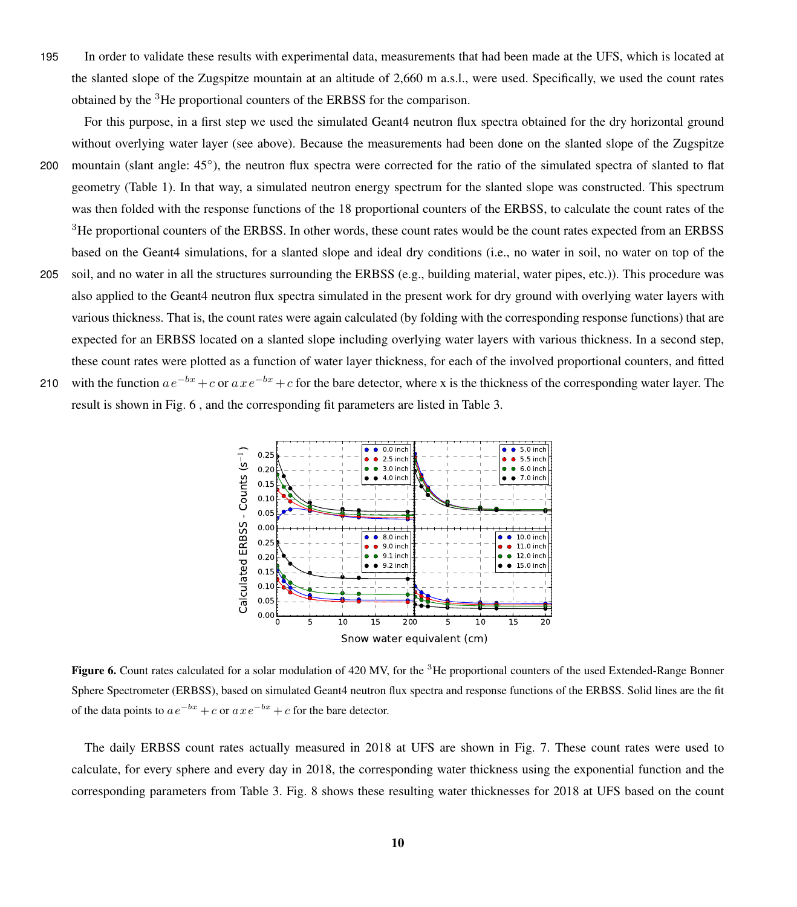In order to validate these results with experimental data, measurements that had been made at the UFS, which is located at the slanted slope of the Zugspitze mountain at an altitude of 2,660 m a.s.l., were used. Specifically, we used the count rates obtained by the $^3$He proportional counters of the ERBSS for the comparison.

For this purpose, in a first step we used the simulated Geant4 neutron flux spectra obtained for the dry horizontal ground without overlying water layer (see above). Because the measurements had been done on the slanted slope of the Zugspitze mountain (slant angle: 45°), the neutron flux spectra were corrected for the ratio of the simulated spectra of slanted to flat geometry (Table 1). In that way, a simulated neutron energy spectrum for the slanted slope was constructed. This spectrum was then folded with the response functions of the 18 proportional counters of the ERBSS, to calculate the count rates of the $^3$He proportional counters of the ERBSS. In other words, these count rates would be the count rates expected from an ERBSS based on the Geant4 simulations, for a slanted slope and ideal dry conditions (i.e., no water in soil, no water on top of the soil, and no water in all the structures surrounding the ERBSS (e.g., building material, water pipes, etc.)). This procedure was also applied to the Geant4 neutron flux spectra simulated in the present work for dry ground with overlying water layers with various thickness. That is, the count rates were again calculated (by folding with the corresponding response functions) that are expected for an ERBSS located on a slanted slope including overlying water layers with various thickness. In a second step, these count rates were plotted as a function of water layer thickness, for each of the involved proportional counters, and fitted with the function $a\,e^{-bx}+c$ or $a\,x\,e^{-bx}+c$ for the bare detector, where x is the thickness of the corresponding water layer. The result is shown in Fig. 6 , and the corresponding fit parameters are listed in Table 3.

**Figure 6.** Count rates calculated for a solar modulation of 420 MV, for the $^3$He proportional counters of the used Extended-Range Bonner Sphere Spectrometer (ERBSS), based on simulated Geant4 neutron flux spectra and response functions of the ERBSS. Solid lines are the fit of the data points to $a\,e^{-bx}+c$ or $a\,x\,e^{-bx}+c$ for the bare detector.

The daily ERBSS count rates actually measured in 2018 at UFS are shown in Fig. 7. These count rates were used to calculate, for every sphere and every day in 2018, the corresponding water thickness using the exponential function and the corresponding parameters from Table 3. Fig. 8 shows these resulting water thicknesses for 2018 at UFS based on the count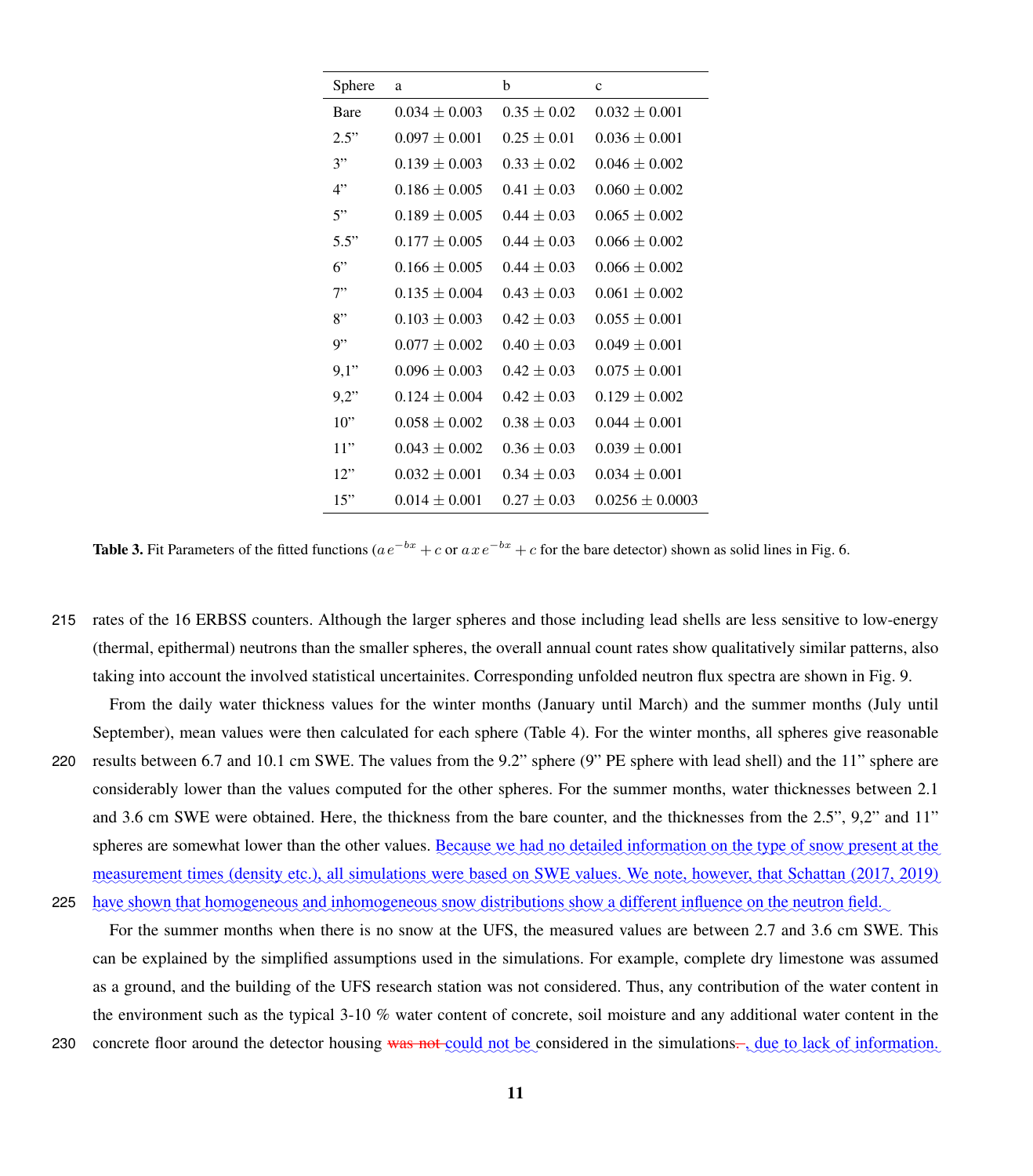| Sphere | a | b | c |
|---|---|---|---|
| Bare | 0.034 ± 0.003 | 0.35 ± 0.02 | 0.032 ± 0.001 |
| 2.5” | 0.097 ± 0.001 | 0.25 ± 0.01 | 0.036 ± 0.001 |
| 3” | 0.139 ± 0.003 | 0.33 ± 0.02 | 0.046 ± 0.002 |
| 4” | 0.186 ± 0.005 | 0.41 ± 0.03 | 0.060 ± 0.002 |
| 5” | 0.189 ± 0.005 | 0.44 ± 0.03 | 0.065 ± 0.002 |
| 5.5” | 0.177 ± 0.005 | 0.44 ± 0.03 | 0.066 ± 0.002 |
| 6” | 0.166 ± 0.005 | 0.44 ± 0.03 | 0.066 ± 0.002 |
| 7” | 0.135 ± 0.004 | 0.43 ± 0.03 | 0.061 ± 0.002 |
| 8” | 0.103 ± 0.003 | 0.42 ± 0.03 | 0.055 ± 0.001 |
| 9” | 0.077 ± 0.002 | 0.40 ± 0.03 | 0.049 ± 0.001 |
| 9,1” | 0.096 ± 0.003 | 0.42 ± 0.03 | 0.075 ± 0.001 |
| 9,2” | 0.124 ± 0.004 | 0.42 ± 0.03 | 0.129 ± 0.002 |
| 10” | 0.058 ± 0.002 | 0.38 ± 0.03 | 0.044 ± 0.001 |
| 11” | 0.043 ± 0.002 | 0.36 ± 0.03 | 0.039 ± 0.001 |
| 12” | 0.032 ± 0.001 | 0.34 ± 0.03 | 0.034 ± 0.001 |
| 15” | 0.014 ± 0.001 | 0.27 ± 0.03 | 0.0256 ± 0.0003 |

**Table 3.** Fit Parameters of the fitted functions ($a\,e^{-bx}+c$ or $a\,x\,e^{-bx}+c$ for the bare detector) shown as solid lines in Fig. 6.

rates of the 16 ERBSS counters. Although the larger spheres and those including lead shells are less sensitive to low-energy (thermal, epithermal) neutrons than the smaller spheres, the overall annual count rates show qualitatively similar patterns, also taking into account the involved statistical uncertainites. Corresponding unfolded neutron flux spectra are shown in Fig. 9.

From the daily water thickness values for the winter months (January until March) and the summer months (July until September), mean values were then calculated for each sphere (Table 4). For the winter months, all spheres give reasonable results between 6.7 and 10.1 cm SWE. The values from the 9.2” sphere (9” PE sphere with lead shell) and the 11” sphere are considerably lower than the values computed for the other spheres. For the summer months, water thicknesses between 2.1 and 3.6 cm SWE were obtained. Here, the thickness from the bare counter, and the thicknesses from the 2.5”, 9,2” and 11” spheres are somewhat lower than the other values. Because we had no detailed information on the type of snow present at the measurement times (density etc.), all simulations were based on SWE values. We note, however, that Schattan (2017, 2019) have shown that homogeneous and inhomogeneous snow distributions show a different influence on the neutron field.

For the summer months when there is no snow at the UFS, the measured values are between 2.7 and 3.6 cm SWE. This can be explained by the simplified assumptions used in the simulations. For example, complete dry limestone was assumed as a ground, and the building of the UFS research station was not considered. Thus, any contribution of the water content in the environment such as the typical 3-10 % water content of concrete, soil moisture and any additional water content in the concrete floor around the detector housing ~~was not~~ could not be considered in the simulations~~.~~, due to lack of information.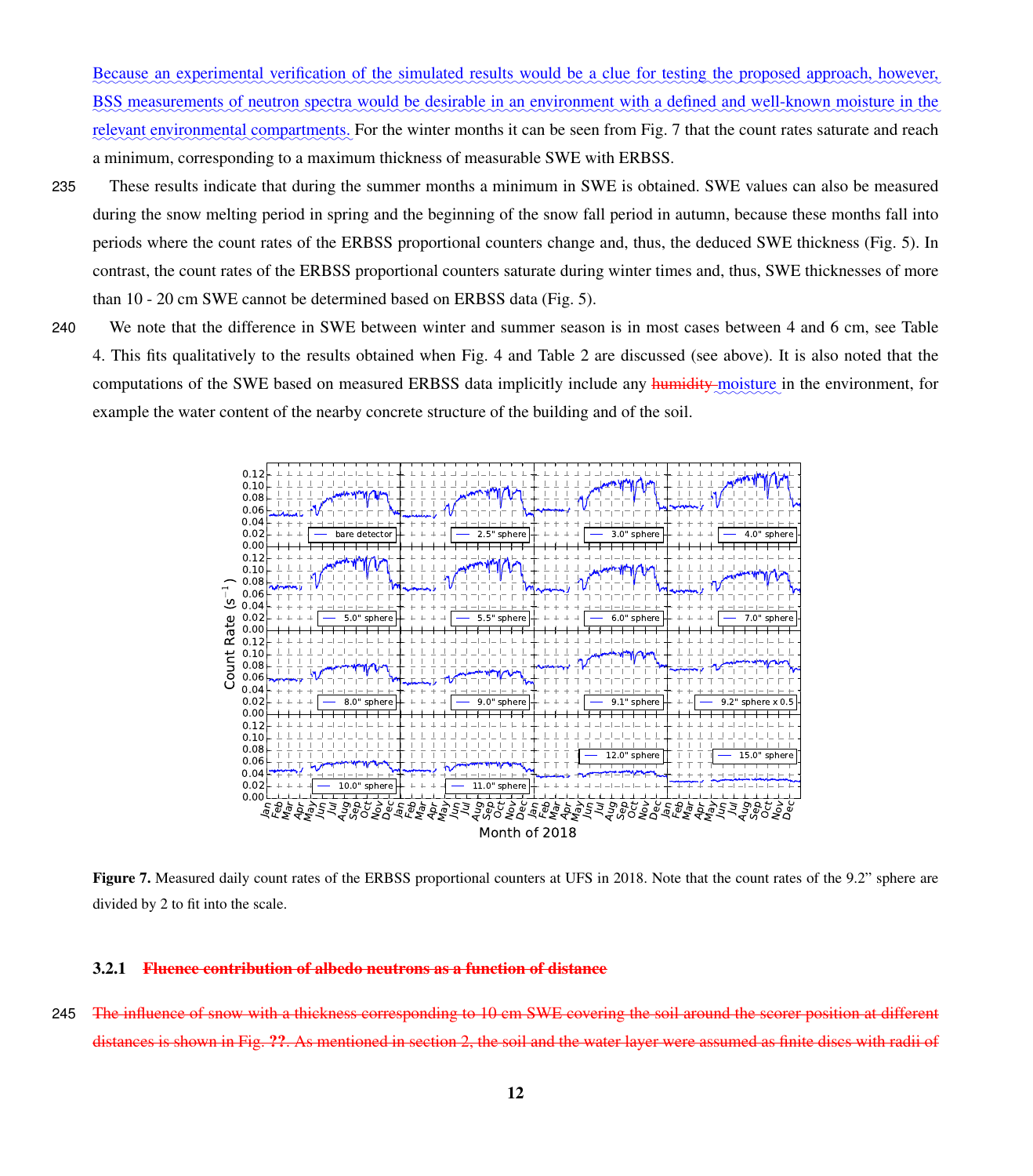Because an experimental verification of the simulated results would be a clue for testing the proposed approach, however, BSS measurements of neutron spectra would be desirable in an environment with a defined and well-known moisture in the relevant environmental compartments. For the winter months it can be seen from Fig. 7 that the count rates saturate and reach a minimum, corresponding to a maximum thickness of measurable SWE with ERBSS.

These results indicate that during the summer months a minimum in SWE is obtained. SWE values can also be measured during the snow melting period in spring and the beginning of the snow fall period in autumn, because these months fall into periods where the count rates of the ERBSS proportional counters change and, thus, the deduced SWE thickness (Fig. 5). In contrast, the count rates of the ERBSS proportional counters saturate during winter times and, thus, SWE thicknesses of more than 10 - 20 cm SWE cannot be determined based on ERBSS data (Fig. 5).

We note that the difference in SWE between winter and summer season is in most cases between 4 and 6 cm, see Table 4. This fits qualitatively to the results obtained when Fig. 4 and Table 2 are discussed (see above). It is also noted that the computations of the SWE based on measured ERBSS data implicitly include any ~~humidity~~ moisture in the environment, for example the water content of the nearby concrete structure of the building and of the soil.

**Figure 7.** Measured daily count rates of the ERBSS proportional counters at UFS in 2018. Note that the count rates of the 9.2" sphere are divided by 2 to fit into the scale.

#### 3.2.1 ~~Fluence contribution of albedo neutrons as a function of distance~~

~~The influence of snow with a thickness corresponding to 10 cm SWE covering the soil around the scorer position at different distances is shown in Fig. ??. As mentioned in section 2, the soil and the water layer were assumed as finite discs with radii of~~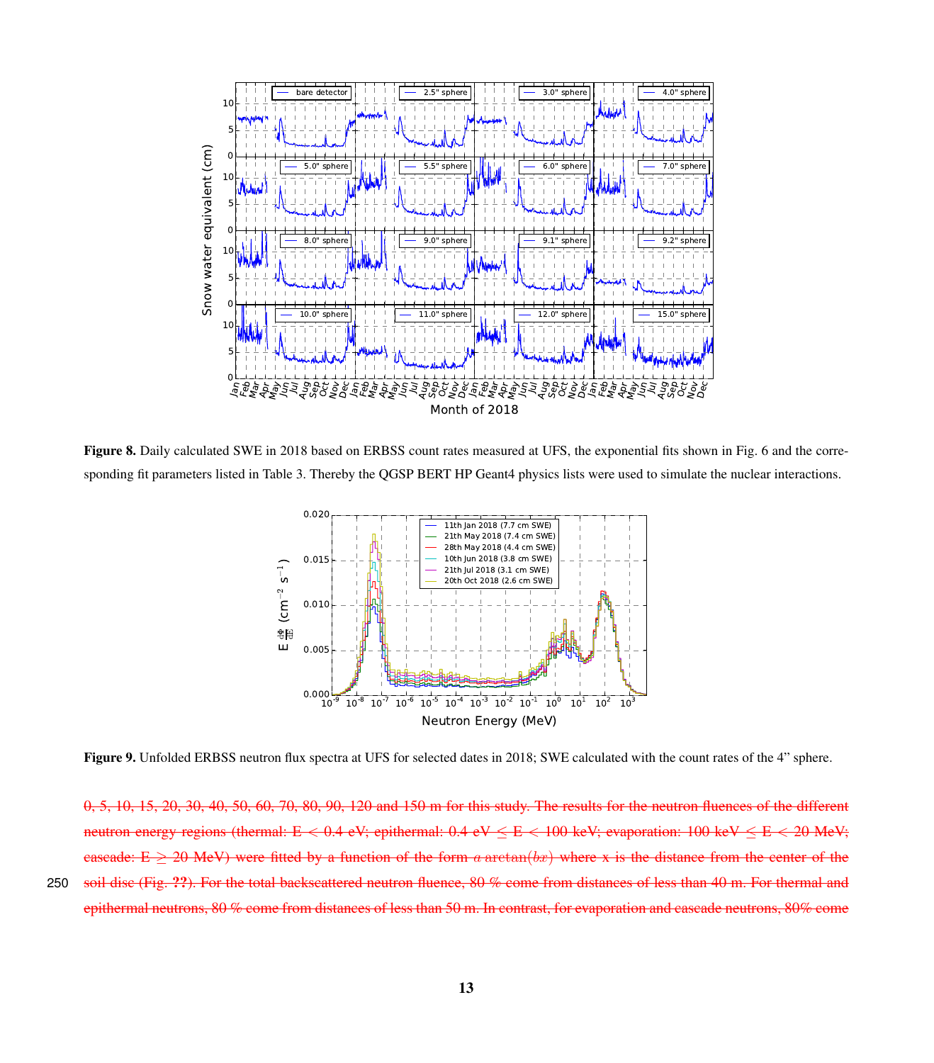**Figure 8.** Daily calculated SWE in 2018 based on ERBSS count rates measured at UFS, the exponential fits shown in Fig. 6 and the corresponding fit parameters listed in Table 3. Thereby the QGSP BERT HP Geant4 physics lists were used to simulate the nuclear interactions.

**Figure 9.** Unfolded ERBSS neutron flux spectra at UFS for selected dates in 2018; SWE calculated with the count rates of the 4" sphere.

~~0, 5, 10, 15, 20, 30, 40, 50, 60, 70, 80, 90, 120 and 150 m for this study. The results for the neutron fluences of the different neutron energy regions (thermal: E < 0.4 eV; epithermal: 0.4 eV ≤ E < 100 keV; evaporation: 100 keV ≤ E < 20 MeV; cascade: E ≥ 20 MeV) were fitted by a function of the form $a \arctan(bx)$ where x is the distance from the center of the soil disc (Fig. ??). For the total backscattered neutron fluence, 80 % come from distances of less than 40 m. For thermal and epithermal neutrons, 80 % come from distances of less than 50 m. In contrast, for evaporation and cascade neutrons, 80% come~~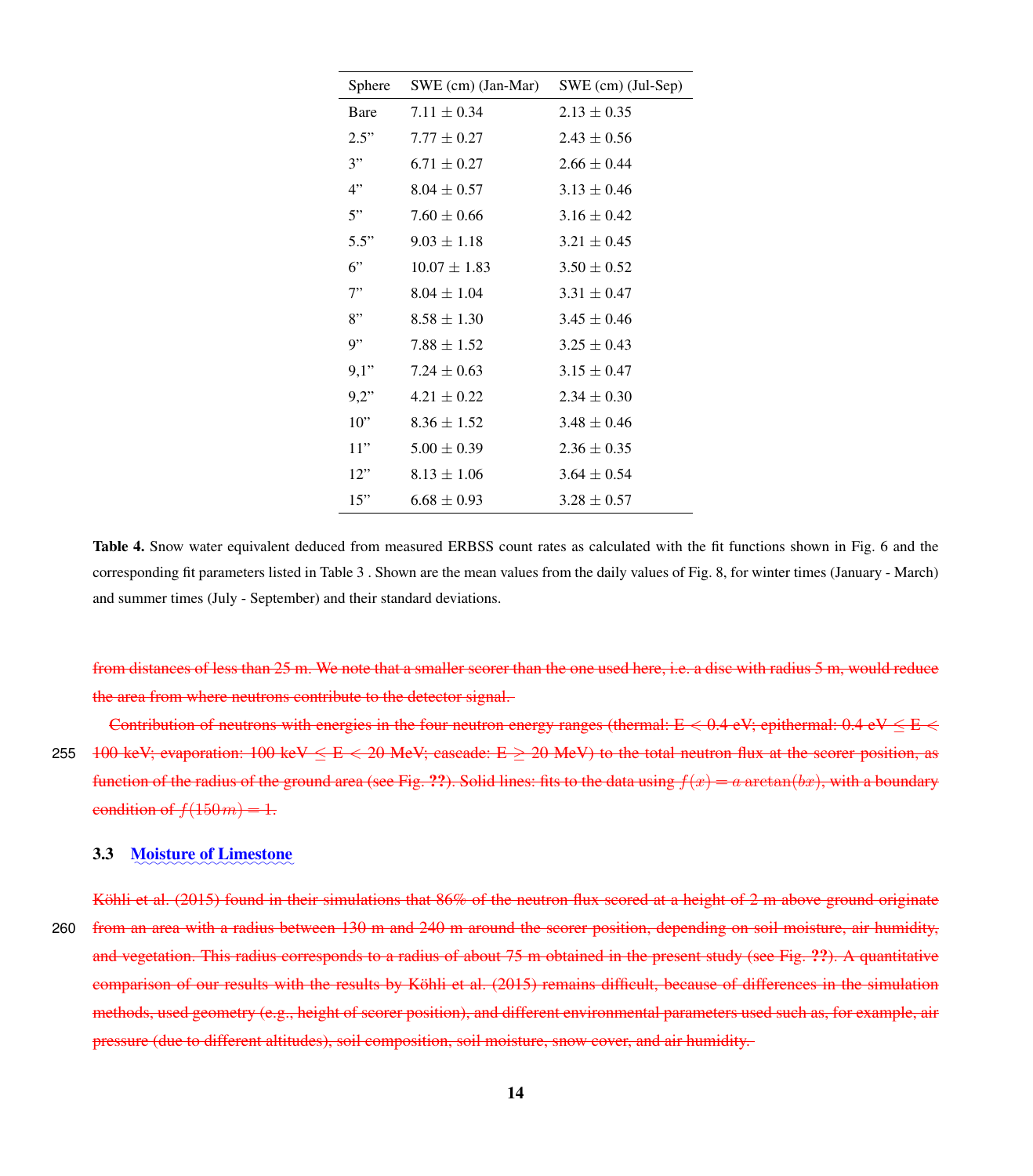| Sphere | SWE (cm) (Jan-Mar) | SWE (cm) (Jul-Sep) |
|---|---|---|
| Bare | 7.11 ± 0.34 | 2.13 ± 0.35 |
| 2.5” | 7.77 ± 0.27 | 2.43 ± 0.56 |
| 3” | 6.71 ± 0.27 | 2.66 ± 0.44 |
| 4” | 8.04 ± 0.57 | 3.13 ± 0.46 |
| 5” | 7.60 ± 0.66 | 3.16 ± 0.42 |
| 5.5” | 9.03 ± 1.18 | 3.21 ± 0.45 |
| 6” | 10.07 ± 1.83 | 3.50 ± 0.52 |
| 7” | 8.04 ± 1.04 | 3.31 ± 0.47 |
| 8” | 8.58 ± 1.30 | 3.45 ± 0.46 |
| 9” | 7.88 ± 1.52 | 3.25 ± 0.43 |
| 9,1” | 7.24 ± 0.63 | 3.15 ± 0.47 |
| 9,2” | 4.21 ± 0.22 | 2.34 ± 0.30 |
| 10” | 8.36 ± 1.52 | 3.48 ± 0.46 |
| 11” | 5.00 ± 0.39 | 2.36 ± 0.35 |
| 12” | 8.13 ± 1.06 | 3.64 ± 0.54 |
| 15” | 6.68 ± 0.93 | 3.28 ± 0.57 |

**Table 4.** Snow water equivalent deduced from measured ERBSS count rates as calculated with the fit functions shown in Fig. 6 and the corresponding fit parameters listed in Table 3 . Shown are the mean values from the daily values of Fig. 8, for winter times (January - March) and summer times (July - September) and their standard deviations.

from distances of less than 25 m. We note that a smaller scorer than the one used here, i.e. a disc with radius 5 m, would reduce the area from where neutrons contribute to the detector signal.

Contribution of neutrons with energies in the four neutron energy ranges (thermal: E < 0.4 eV; epithermal: 0.4 eV ≤ E < 100 keV; evaporation: 100 keV ≤ E < 20 MeV; cascade: E ≥ 20 MeV) to the total neutron flux at the scorer position, as function of the radius of the ground area (see Fig. **??**). Solid lines: fits to the data using $f(x) = a \arctan(bx)$, with a boundary condition of $f(150m) = 1$.

### 3.3 Moisture of Limestone

Köhli et al. (2015) found in their simulations that 86% of the neutron flux scored at a height of 2 m above ground originate from an area with a radius between 130 m and 240 m around the scorer position, depending on soil moisture, air humidity, and vegetation. This radius corresponds to a radius of about 75 m obtained in the present study (see Fig. **??**). A quantitative comparison of our results with the results by Köhli et al. (2015) remains difficult, because of differences in the simulation methods, used geometry (e.g., height of scorer position), and different environmental parameters used such as, for example, air pressure (due to different altitudes), soil composition, soil moisture, snow cover, and air humidity.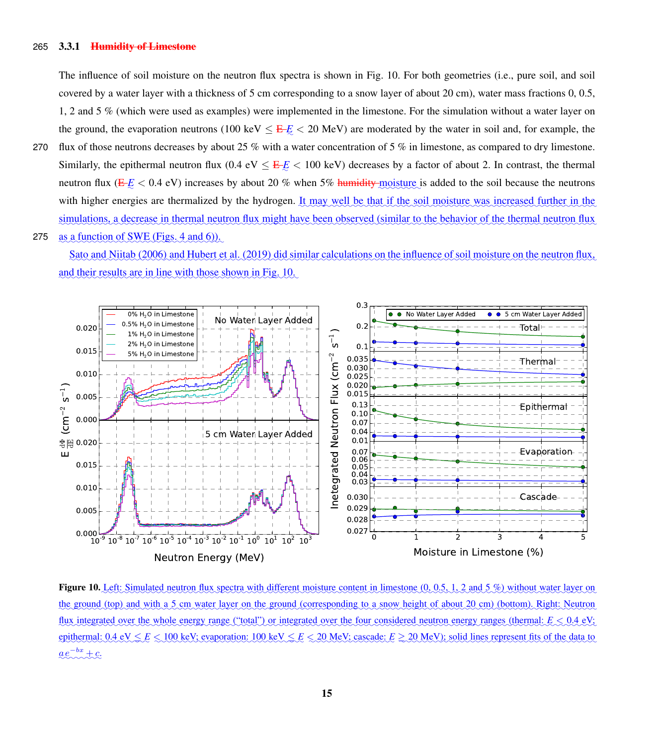### 3.3.1 Humidity of Limestone

The influence of soil moisture on the neutron flux spectra is shown in Fig. 10. For both geometries (i.e., pure soil, and soil covered by a water layer with a thickness of 5 cm corresponding to a snow layer of about 20 cm), water mass fractions 0, 0.5, 1, 2 and 5 % (which were used as examples) were implemented in the limestone. For the simulation without a water layer on the ground, the evaporation neutrons (100 keV $\leq$ E $E$ $<$ 20 MeV) are moderated by the water in soil and, for example, the flux of those neutrons decreases by about 25 % with a water concentration of 5 % in limestone, as compared to dry limestone. Similarly, the epithermal neutron flux (0.4 eV $\leq$ E $E$ $<$ 100 keV) decreases by a factor of about 2. In contrast, the thermal neutron flux (E $E$ $<$ 0.4 eV) increases by about 20 % when 5% humidity moisture is added to the soil because the neutrons with higher energies are thermalized by the hydrogen. It may well be that if the soil moisture was increased further in the simulations, a decrease in thermal neutron flux might have been observed (similar to the behavior of the thermal neutron flux as a function of SWE (Figs. 4 and 6)).

Sato and Niitab (2006) and Hubert et al. (2019) did similar calculations on the influence of soil moisture on the neutron flux, and their results are in line with those shown in Fig. 10.

**Figure 10.** Left: Simulated neutron flux spectra with different moisture content in limestone (0, 0.5, 1, 2 and 5 %) without water layer on the ground (top) and with a 5 cm water layer on the ground (corresponding to a snow height of about 20 cm) (bottom). Right: Neutron flux integrated over the whole energy range ("total") or integrated over the four considered neutron energy ranges (thermal: $E < 0.4$ eV; epithermal: 0.4 eV $\leq E <$ 100 keV; evaporation: 100 keV $\leq E <$ 20 MeV; cascade: $E \geq$ 20 MeV); solid lines represent fits of the data to $ae^{-bx} + c$.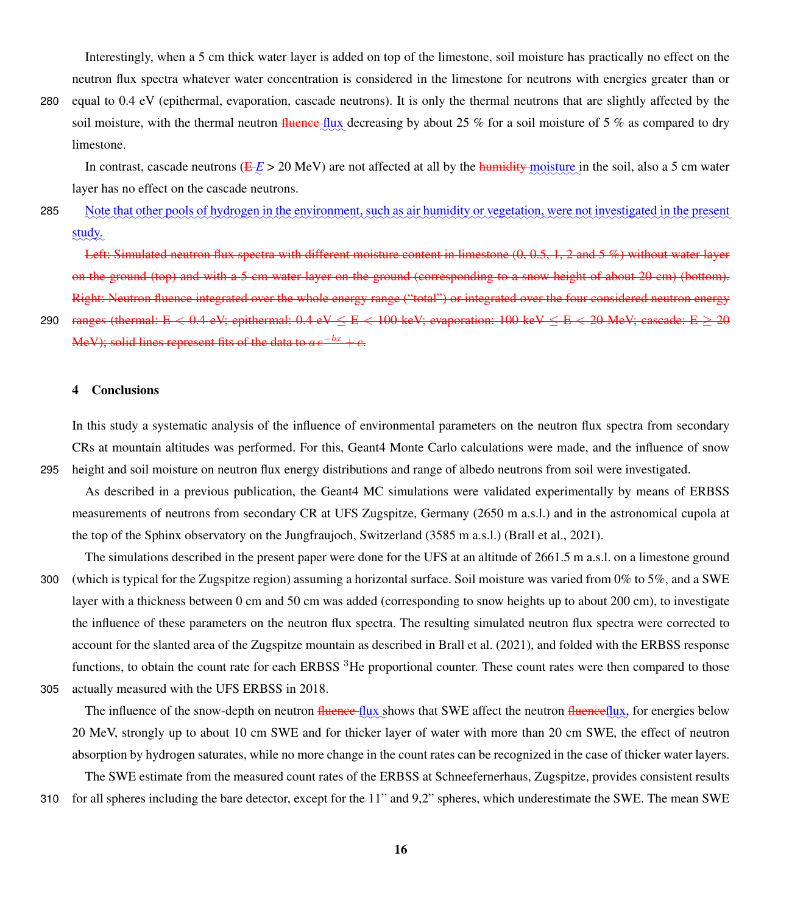Interestingly, when a 5 cm thick water layer is added on top of the limestone, soil moisture has practically no effect on the neutron flux spectra whatever water concentration is considered in the limestone for neutrons with energies greater than or equal to 0.4 eV (epithermal, evaporation, cascade neutrons). It is only the thermal neutrons that are slightly affected by the soil moisture, with the thermal neutron ~~fluence~~ flux decreasing by about 25 % for a soil moisture of 5 % as compared to dry limestone.

In contrast, cascade neutrons (~~E~~ $E$ > 20 MeV) are not affected at all by the ~~humidity~~ moisture in the soil, also a 5 cm water layer has no effect on the cascade neutrons.

Note that other pools of hydrogen in the environment, such as air humidity or vegetation, were not investigated in the present study.

~~Left: Simulated neutron flux spectra with different moisture content in limestone (0, 0.5, 1, 2 and 5 %) without water layer on the ground (top) and with a 5 cm water layer on the ground (corresponding to a snow height of about 20 cm) (bottom). Right: Neutron fluence integrated over the whole energy range ("total") or integrated over the four considered neutron energy ranges (thermal: E < 0.4 eV; epithermal: 0.4 eV ≤ E < 100 keV; evaporation: 100 keV ≤ E < 20 MeV; cascade: E ≥ 20 MeV); solid lines represent fits of the data to $a\,e^{-bx}+c$.~~

## 4 Conclusions

In this study a systematic analysis of the influence of environmental parameters on the neutron flux spectra from secondary CRs at mountain altitudes was performed. For this, Geant4 Monte Carlo calculations were made, and the influence of snow height and soil moisture on neutron flux energy distributions and range of albedo neutrons from soil were investigated.

As described in a previous publication, the Geant4 MC simulations were validated experimentally by means of ERBSS measurements of neutrons from secondary CR at UFS Zugspitze, Germany (2650 m a.s.l.) and in the astronomical cupola at the top of the Sphinx observatory on the Jungfraujoch, Switzerland (3585 m a.s.l.) (Brall et al., 2021).

The simulations described in the present paper were done for the UFS at an altitude of 2661.5 m a.s.l. on a limestone ground (which is typical for the Zugspitze region) assuming a horizontal surface. Soil moisture was varied from 0% to 5%, and a SWE layer with a thickness between 0 cm and 50 cm was added (corresponding to snow heights up to about 200 cm), to investigate the influence of these parameters on the neutron flux spectra. The resulting simulated neutron flux spectra were corrected to account for the slanted area of the Zugspitze mountain as described in Brall et al. (2021), and folded with the ERBSS response functions, to obtain the count rate for each ERBSS $^3$He proportional counter. These count rates were then compared to those actually measured with the UFS ERBSS in 2018.

The influence of the snow-depth on neutron ~~fluence~~ flux shows that SWE affect the neutron ~~fluence~~flux, for energies below 20 MeV, strongly up to about 10 cm SWE and for thicker layer of water with more than 20 cm SWE, the effect of neutron absorption by hydrogen saturates, while no more change in the count rates can be recognized in the case of thicker water layers.

The SWE estimate from the measured count rates of the ERBSS at Schneefernerhaus, Zugspitze, provides consistent results for all spheres including the bare detector, except for the 11" and 9,2" spheres, which underestimate the SWE. The mean SWE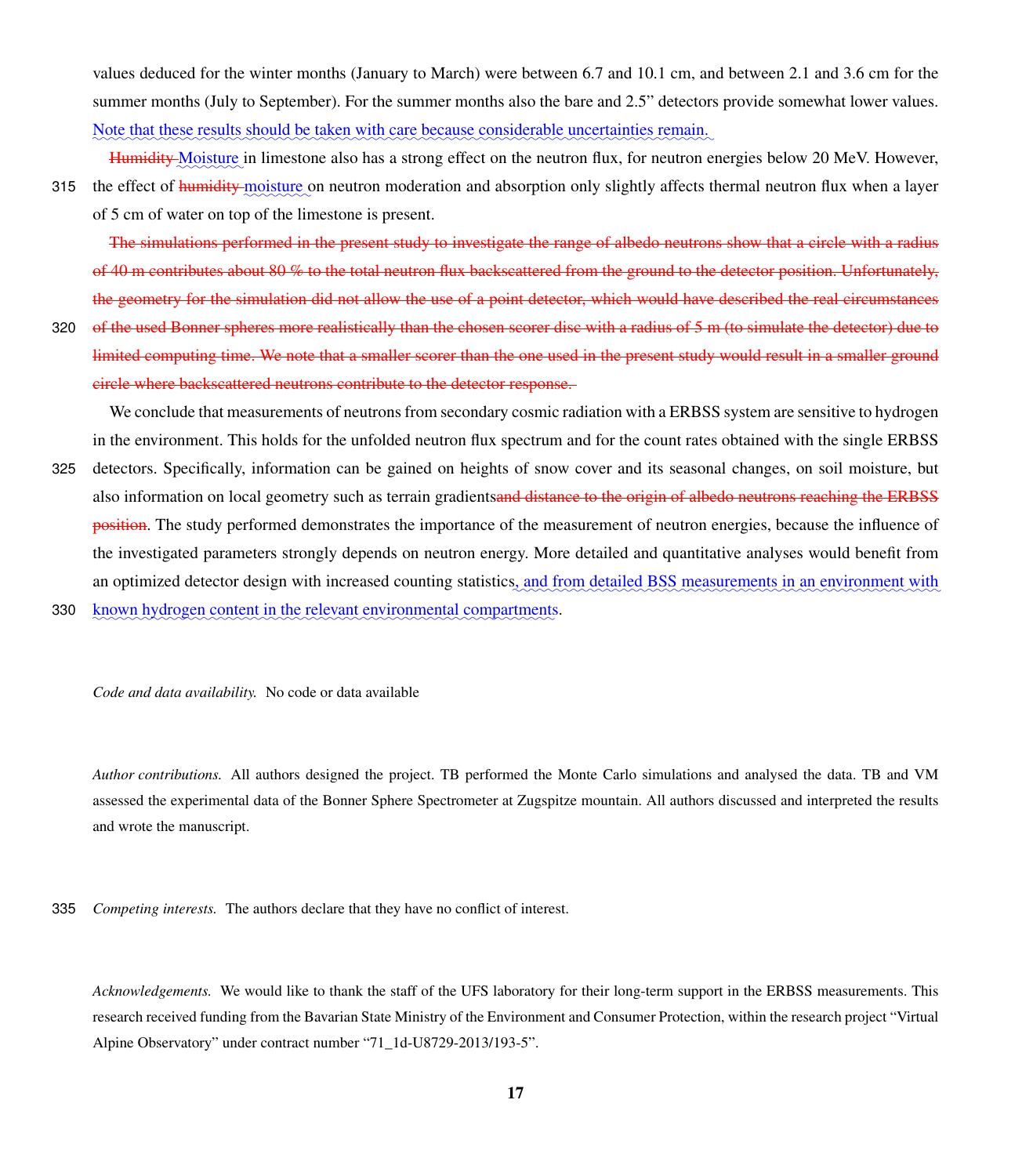values deduced for the winter months (January to March) were between 6.7 and 10.1 cm, and between 2.1 and 3.6 cm for the summer months (July to September). For the summer months also the bare and 2.5” detectors provide somewhat lower values. Note that these results should be taken with care because considerable uncertainties remain.

~~Humidity~~ Moisture in limestone also has a strong effect on the neutron flux, for neutron energies below 20 MeV. However, the effect of ~~humidity~~ moisture on neutron moderation and absorption only slightly affects thermal neutron flux when a layer of 5 cm of water on top of the limestone is present.

~~The simulations performed in the present study to investigate the range of albedo neutrons show that a circle with a radius of 40 m contributes about 80 % to the total neutron flux backscattered from the ground to the detector position. Unfortunately, the geometry for the simulation did not allow the use of a point detector, which would have described the real circumstances of the used Bonner spheres more realistically than the chosen scorer disc with a radius of 5 m (to simulate the detector) due to limited computing time. We note that a smaller scorer than the one used in the present study would result in a smaller ground circle where backscattered neutrons contribute to the detector response.~~

We conclude that measurements of neutrons from secondary cosmic radiation with a ERBSS system are sensitive to hydrogen in the environment. This holds for the unfolded neutron flux spectrum and for the count rates obtained with the single ERBSS detectors. Specifically, information can be gained on heights of snow cover and its seasonal changes, on soil moisture, but also information on local geometry such as terrain gradients~~and distance to the origin of albedo neutrons reaching the ERBSS position~~. The study performed demonstrates the importance of the measurement of neutron energies, because the influence of the investigated parameters strongly depends on neutron energy. More detailed and quantitative analyses would benefit from an optimized detector design with increased counting statistics, and from detailed BSS measurements in an environment with known hydrogen content in the relevant environmental compartments.

*Code and data availability.* No code or data available

*Author contributions.* All authors designed the project. TB performed the Monte Carlo simulations and analysed the data. TB and VM assessed the experimental data of the Bonner Sphere Spectrometer at Zugspitze mountain. All authors discussed and interpreted the results and wrote the manuscript.

*Competing interests.* The authors declare that they have no conflict of interest.

*Acknowledgements.* We would like to thank the staff of the UFS laboratory for their long-term support in the ERBSS measurements. This research received funding from the Bavarian State Ministry of the Environment and Consumer Protection, within the research project “Virtual Alpine Observatory” under contract number “71_1d-U8729-2013/193-5”.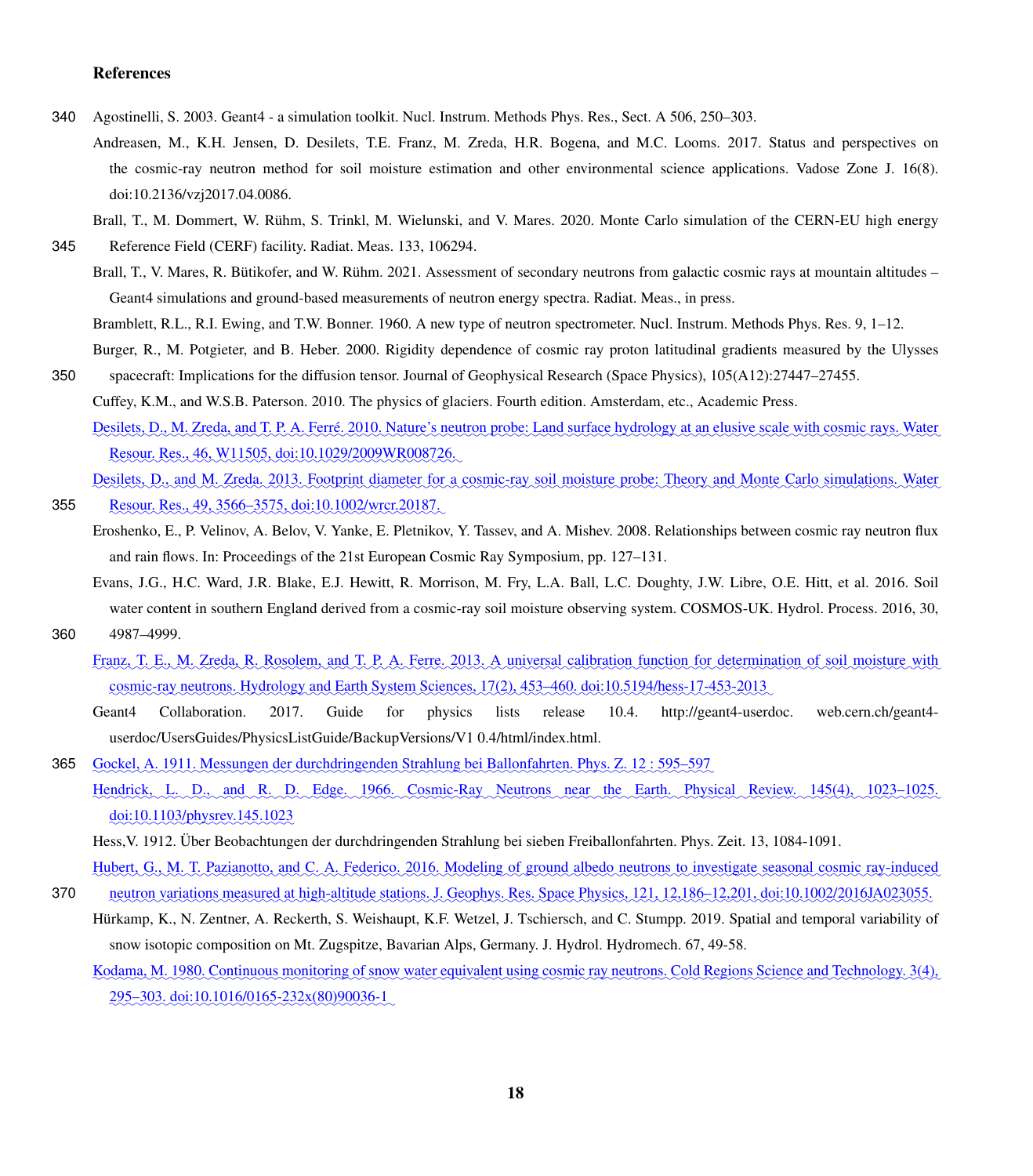## References

Agostinelli, S. 2003. Geant4 - a simulation toolkit. Nucl. Instrum. Methods Phys. Res., Sect. A 506, 250–303.

Andreasen, M., K.H. Jensen, D. Desilets, T.E. Franz, M. Zreda, H.R. Bogena, and M.C. Looms. 2017. Status and perspectives on the cosmic-ray neutron method for soil moisture estimation and other environmental science applications. Vadose Zone J. 16(8). doi:10.2136/vzj2017.04.0086.

Brall, T., M. Dommert, W. Rühm, S. Trinkl, M. Wielunski, and V. Mares. 2020. Monte Carlo simulation of the CERN-EU high energy Reference Field (CERF) facility. Radiat. Meas. 133, 106294.

Brall, T., V. Mares, R. Bütikofer, and W. Rühm. 2021. Assessment of secondary neutrons from galactic cosmic rays at mountain altitudes – Geant4 simulations and ground-based measurements of neutron energy spectra. Radiat. Meas., in press.

Bramblett, R.L., R.I. Ewing, and T.W. Bonner. 1960. A new type of neutron spectrometer. Nucl. Instrum. Methods Phys. Res. 9, 1–12.

Burger, R., M. Potgieter, and B. Heber. 2000. Rigidity dependence of cosmic ray proton latitudinal gradients measured by the Ulysses spacecraft: Implications for the diffusion tensor. Journal of Geophysical Research (Space Physics), 105(A12):27447–27455.

Cuffey, K.M., and W.S.B. Paterson. 2010. The physics of glaciers. Fourth edition. Amsterdam, etc., Academic Press.

Desilets, D., M. Zreda, and T. P. A. Ferré. 2010. Nature's neutron probe: Land surface hydrology at an elusive scale with cosmic rays. Water Resour. Res., 46, W11505, doi:10.1029/2009WR008726.

Desilets, D., and M. Zreda. 2013. Footprint diameter for a cosmic-ray soil moisture probe: Theory and Monte Carlo simulations. Water Resour. Res., 49, 3566–3575, doi:10.1002/wrcr.20187.

Eroshenko, E., P. Velinov, A. Belov, V. Yanke, E. Pletnikov, Y. Tassev, and A. Mishev. 2008. Relationships between cosmic ray neutron flux and rain flows. In: Proceedings of the 21st European Cosmic Ray Symposium, pp. 127–131.

Evans, J.G., H.C. Ward, J.R. Blake, E.J. Hewitt, R. Morrison, M. Fry, L.A. Ball, L.C. Doughty, J.W. Libre, O.E. Hitt, et al. 2016. Soil water content in southern England derived from a cosmic-ray soil moisture observing system. COSMOS-UK. Hydrol. Process. 2016, 30, 4987–4999.

Franz, T. E., M. Zreda, R. Rosolem, and T. P. A. Ferre. 2013. A universal calibration function for determination of soil moisture with cosmic-ray neutrons. Hydrology and Earth System Sciences, 17(2), 453–460. doi:10.5194/hess-17-453-2013

Geant4 Collaboration. 2017. Guide for physics lists release 10.4. http://geant4-userdoc. web.cern.ch/geant4-userdoc/UsersGuides/PhysicsListGuide/BackupVersions/V1 0.4/html/index.html.

Gockel, A. 1911. Messungen der durchdringenden Strahlung bei Ballonfahrten. Phys. Z. 12 : 595–597

Hendrick, L. D., and R. D. Edge. 1966. Cosmic-Ray Neutrons near the Earth. Physical Review. 145(4), 1023–1025. doi:10.1103/physrev.145.1023

Hess,V. 1912. Über Beobachtungen der durchdringenden Strahlung bei sieben Freiballonfahrten. Phys. Zeit. 13, 1084-1091.

Hubert, G., M. T. Pazianotto, and C. A. Federico. 2016. Modeling of ground albedo neutrons to investigate seasonal cosmic ray-induced neutron variations measured at high-altitude stations. J. Geophys. Res. Space Physics, 121, 12,186–12,201, doi:10.1002/2016JA023055.

Hürkamp, K., N. Zentner, A. Reckerth, S. Weishaupt, K.F. Wetzel, J. Tschiersch, and C. Stumpp. 2019. Spatial and temporal variability of snow isotopic composition on Mt. Zugspitze, Bavarian Alps, Germany. J. Hydrol. Hydromech. 67, 49-58.

Kodama, M. 1980. Continuous monitoring of snow water equivalent using cosmic ray neutrons. Cold Regions Science and Technology. 3(4), 295–303. doi:10.1016/0165-232x(80)90036-1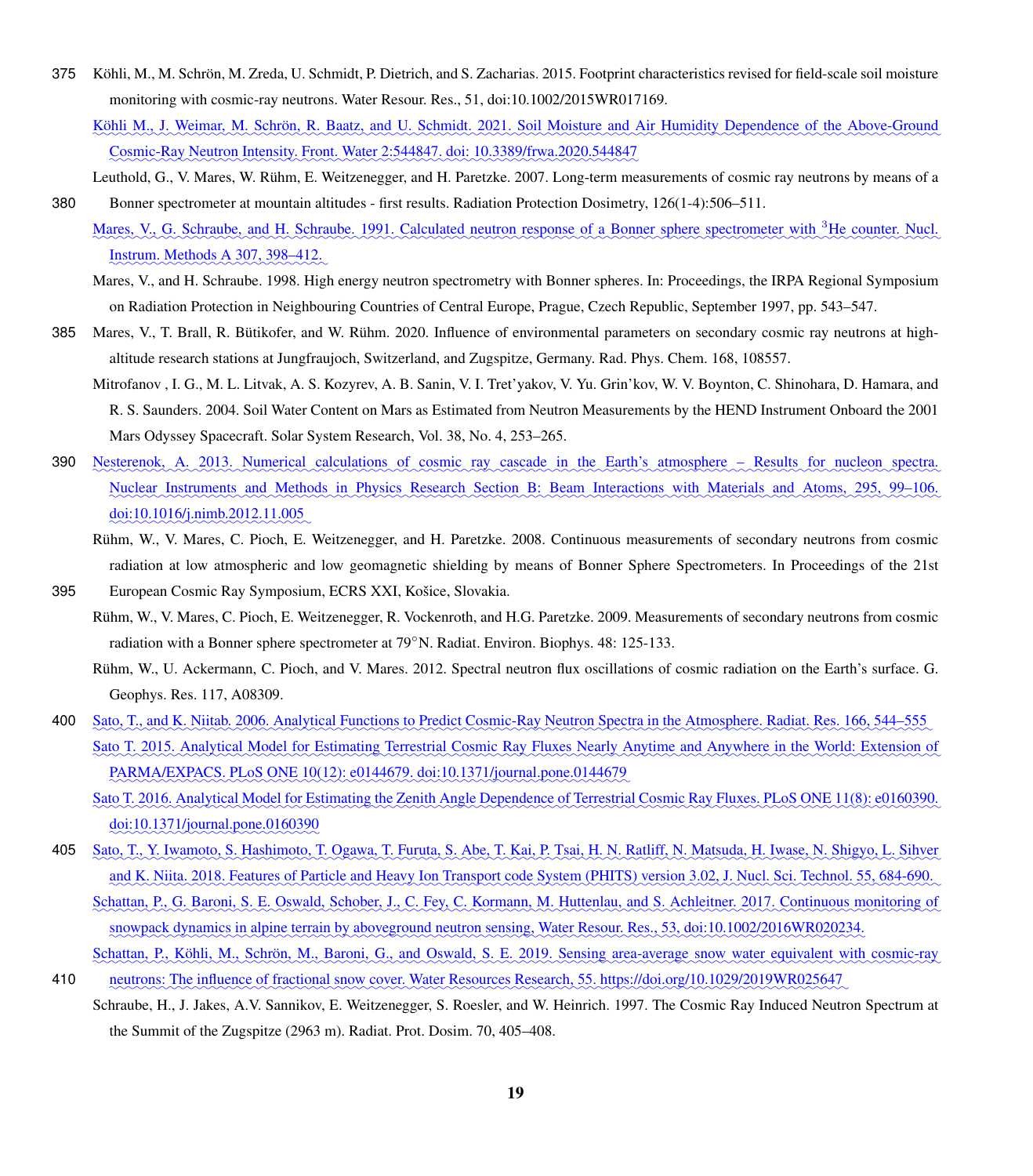Köhli, M., M. Schrön, M. Zreda, U. Schmidt, P. Dietrich, and S. Zacharias. 2015. Footprint characteristics revised for field-scale soil moisture monitoring with cosmic-ray neutrons. Water Resour. Res., 51, doi:10.1002/2015WR017169.

Köhli M., J. Weimar, M. Schrön, R. Baatz, and U. Schmidt. 2021. Soil Moisture and Air Humidity Dependence of the Above-Ground Cosmic-Ray Neutron Intensity. Front. Water 2:544847. doi: 10.3389/frwa.2020.544847

Leuthold, G., V. Mares, W. Rühm, E. Weitzenegger, and H. Paretzke. 2007. Long-term measurements of cosmic ray neutrons by means of a Bonner spectrometer at mountain altitudes - first results. Radiation Protection Dosimetry, 126(1-4):506–511.

Mares, V., G. Schraube, and H. Schraube. 1991. Calculated neutron response of a Bonner sphere spectrometer with $^3$He counter. Nucl. Instrum. Methods A 307, 398–412.

Mares, V., and H. Schraube. 1998. High energy neutron spectrometry with Bonner spheres. In: Proceedings, the IRPA Regional Symposium on Radiation Protection in Neighbouring Countries of Central Europe, Prague, Czech Republic, September 1997, pp. 543–547.

Mares, V., T. Brall, R. Bütikofer, and W. Rühm. 2020. Influence of environmental parameters on secondary cosmic ray neutrons at high-altitude research stations at Jungfraujoch, Switzerland, and Zugspitze, Germany. Rad. Phys. Chem. 168, 108557.

Mitrofanov , I. G., M. L. Litvak, A. S. Kozyrev, A. B. Sanin, V. I. Tret'yakov, V. Yu. Grin'kov, W. V. Boynton, C. Shinohara, D. Hamara, and R. S. Saunders. 2004. Soil Water Content on Mars as Estimated from Neutron Measurements by the HEND Instrument Onboard the 2001 Mars Odyssey Spacecraft. Solar System Research, Vol. 38, No. 4, 253–265.

Nesterenok, A. 2013. Numerical calculations of cosmic ray cascade in the Earth's atmosphere – Results for nucleon spectra. Nuclear Instruments and Methods in Physics Research Section B: Beam Interactions with Materials and Atoms, 295, 99–106. doi:10.1016/j.nimb.2012.11.005

Rühm, W., V. Mares, C. Pioch, E. Weitzenegger, and H. Paretzke. 2008. Continuous measurements of secondary neutrons from cosmic radiation at low atmospheric and low geomagnetic shielding by means of Bonner Sphere Spectrometers. In Proceedings of the 21st European Cosmic Ray Symposium, ECRS XXI, Košice, Slovakia.

Rühm, W., V. Mares, C. Pioch, E. Weitzenegger, R. Vockenroth, and H.G. Paretzke. 2009. Measurements of secondary neutrons from cosmic radiation with a Bonner sphere spectrometer at 79°N. Radiat. Environ. Biophys. 48: 125-133.

Rühm, W., U. Ackermann, C. Pioch, and V. Mares. 2012. Spectral neutron flux oscillations of cosmic radiation on the Earth's surface. G. Geophys. Res. 117, A08309.

Sato, T., and K. Niitab. 2006. Analytical Functions to Predict Cosmic-Ray Neutron Spectra in the Atmosphere. Radiat. Res. 166, 544–555

Sato T. 2015. Analytical Model for Estimating Terrestrial Cosmic Ray Fluxes Nearly Anytime and Anywhere in the World: Extension of PARMA/EXPACS. PLoS ONE 10(12): e0144679. doi:10.1371/journal.pone.0144679

Sato T. 2016. Analytical Model for Estimating the Zenith Angle Dependence of Terrestrial Cosmic Ray Fluxes. PLoS ONE 11(8): e0160390. doi:10.1371/journal.pone.0160390

Sato, T., Y. Iwamoto, S. Hashimoto, T. Ogawa, T. Furuta, S. Abe, T. Kai, P. Tsai, H. N. Ratliff, N. Matsuda, H. Iwase, N. Shigyo, L. Sihver and K. Niita. 2018. Features of Particle and Heavy Ion Transport code System (PHITS) version 3.02, J. Nucl. Sci. Technol. 55, 684-690.

Schattan, P., G. Baroni, S. E. Oswald, Schober, J., C. Fey, C. Kormann, M. Huttenlau, and S. Achleitner. 2017. Continuous monitoring of snowpack dynamics in alpine terrain by aboveground neutron sensing, Water Resour. Res., 53, doi:10.1002/2016WR020234.

Schattan, P., Köhli, M., Schrön, M., Baroni, G., and Oswald, S. E. 2019. Sensing area-average snow water equivalent with cosmic-ray neutrons: The influence of fractional snow cover. Water Resources Research, 55. https://doi.org/10.1029/2019WR025647

Schraube, H., J. Jakes, A.V. Sannikov, E. Weitzenegger, S. Roesler, and W. Heinrich. 1997. The Cosmic Ray Induced Neutron Spectrum at the Summit of the Zugspitze (2963 m). Radiat. Prot. Dosim. 70, 405–408.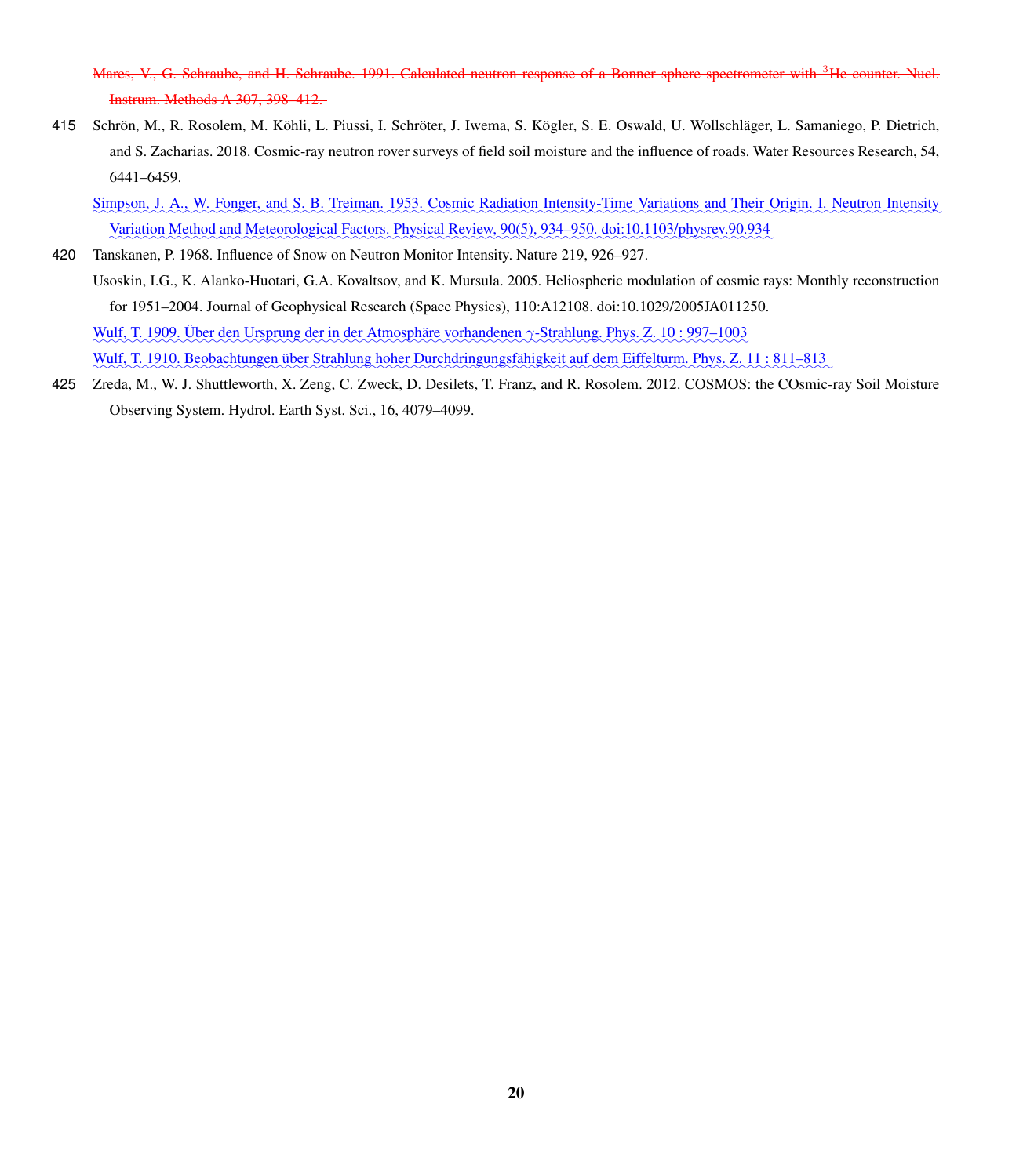~~Mares, V., G. Schraube, and H. Schraube. 1991. Calculated neutron response of a Bonner sphere spectrometer with $^3$He counter. Nucl. Instrum. Methods A 307, 398–412.~~

Schrön, M., R. Rosolem, M. Köhli, L. Piussi, I. Schröter, J. Iwema, S. Kögler, S. E. Oswald, U. Wollschläger, L. Samaniego, P. Dietrich, and S. Zacharias. 2018. Cosmic-ray neutron rover surveys of field soil moisture and the influence of roads. Water Resources Research, 54, 6441–6459.

Simpson, J. A., W. Fonger, and S. B. Treiman. 1953. Cosmic Radiation Intensity-Time Variations and Their Origin. I. Neutron Intensity Variation Method and Meteorological Factors. Physical Review, 90(5), 934–950. doi:10.1103/physrev.90.934

Tanskanen, P. 1968. Influence of Snow on Neutron Monitor Intensity. Nature 219, 926–927.

Usoskin, I.G., K. Alanko-Huotari, G.A. Kovaltsov, and K. Mursula. 2005. Heliospheric modulation of cosmic rays: Monthly reconstruction for 1951–2004. Journal of Geophysical Research (Space Physics), 110:A12108. doi:10.1029/2005JA011250.

Wulf, T. 1909. Über den Ursprung der in der Atmosphäre vorhandenen $\gamma$-Strahlung. Phys. Z. 10 : 997–1003

Wulf, T. 1910. Beobachtungen über Strahlung hoher Durchdringungsfähigkeit auf dem Eiffelturm. Phys. Z. 11 : 811–813

Zreda, M., W. J. Shuttleworth, X. Zeng, C. Zweck, D. Desilets, T. Franz, and R. Rosolem. 2012. COSMOS: the COsmic-ray Soil Moisture Observing System. Hydrol. Earth Syst. Sci., 16, 4079–4099.